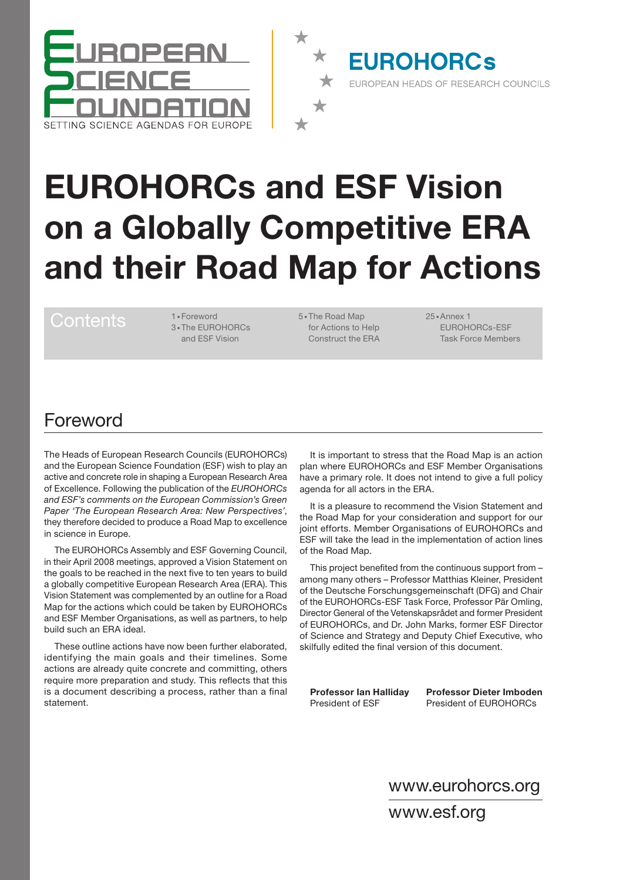EUROPEAN SCIENCE FOUNDATION
SETTING SCIENCE AGENDAS FOR EUROPE

EUROHORCs
EUROPEAN HEADS OF RESEARCH COUNCILS

# EUROHORCs and ESF Vision on a Globally Competitive ERA and their Road Map for Actions

## Contents

1 • Foreword
3 • The EUROHORCs and ESF Vision
5 • The Road Map for Actions to Help Construct the ERA
25 • Annex 1 EUROHORCs-ESF Task Force Members

## Foreword

The Heads of European Research Councils (EUROHORCs) and the European Science Foundation (ESF) wish to play an active and concrete role in shaping a European Research Area of Excellence. Following the publication of the *EUROHORCs and ESF's comments on the European Commission's Green Paper 'The European Research Area: New Perspectives'*, they therefore decided to produce a Road Map to excellence in science in Europe.

The EUROHORCs Assembly and ESF Governing Council, in their April 2008 meetings, approved a Vision Statement on the goals to be reached in the next five to ten years to build a globally competitive European Research Area (ERA). This Vision Statement was complemented by an outline for a Road Map for the actions which could be taken by EUROHORCs and ESF Member Organisations, as well as partners, to help build such an ERA ideal.

These outline actions have now been further elaborated, identifying the main goals and their timelines. Some actions are already quite concrete and committing, others require more preparation and study. This reflects that this is a document describing a process, rather than a final statement.

It is important to stress that the Road Map is an action plan where EUROHORCs and ESF Member Organisations have a primary role. It does not intend to give a full policy agenda for all actors in the ERA.

It is a pleasure to recommend the Vision Statement and the Road Map for your consideration and support for our joint efforts. Member Organisations of EUROHORCs and ESF will take the lead in the implementation of action lines of the Road Map.

This project benefited from the continuous support from – among many others – Professor Matthias Kleiner, President of the Deutsche Forschungsgemeinschaft (DFG) and Chair of the EUROHORCs-ESF Task Force, Professor Pär Omling, Director General of the Vetenskapsrådet and former President of EUROHORCs, and Dr. John Marks, former ESF Director of Science and Strategy and Deputy Chief Executive, who skilfully edited the final version of this document.

**Professor Ian Halliday**
President of ESF

**Professor Dieter Imboden**
President of EUROHORCs

www.eurohorcs.org
www.esf.org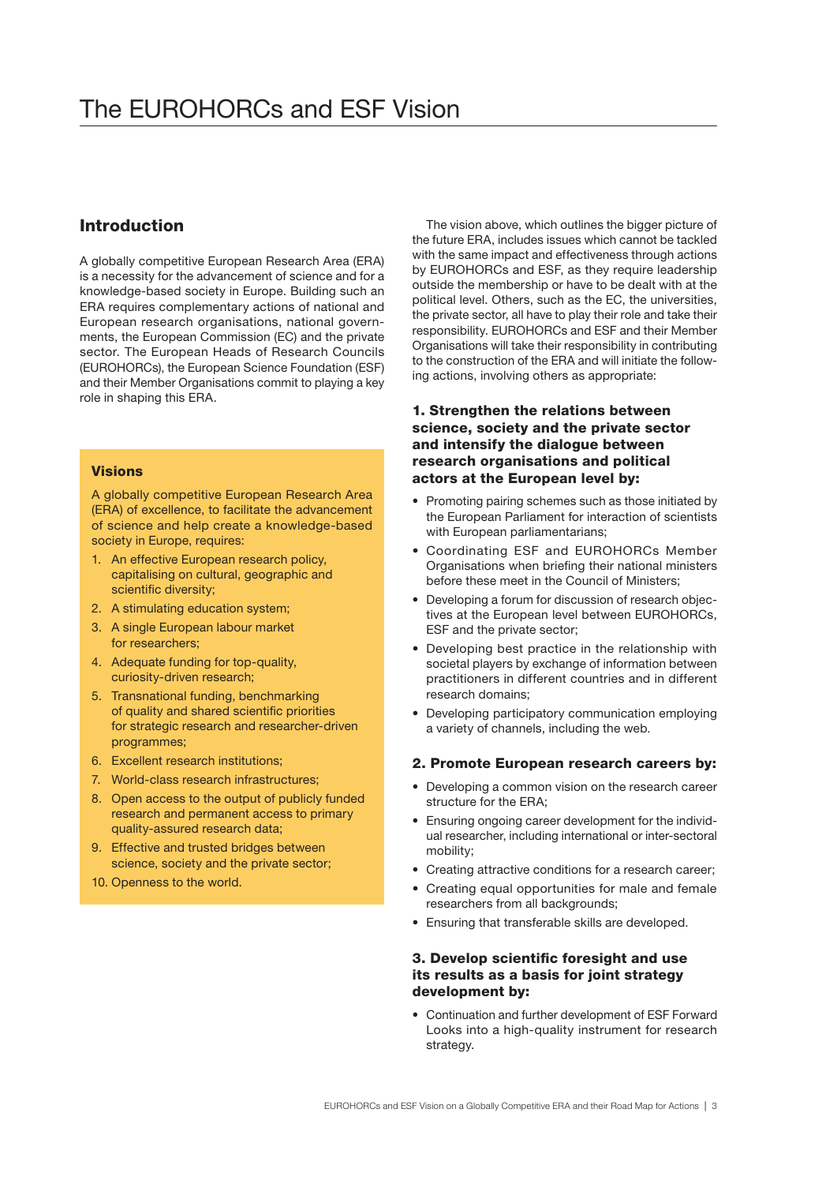# The EUROHORCs and ESF Vision

## Introduction

A globally competitive European Research Area (ERA) is a necessity for the advancement of science and for a knowledge-based society in Europe. Building such an ERA requires complementary actions of national and European research organisations, national governments, the European Commission (EC) and the private sector. The European Heads of Research Councils (EUROHORCs), the European Science Foundation (ESF) and their Member Organisations commit to playing a key role in shaping this ERA.

### Visions

A globally competitive European Research Area (ERA) of excellence, to facilitate the advancement of science and help create a knowledge-based society in Europe, requires:

1. An effective European research policy, capitalising on cultural, geographic and scientific diversity;
2. A stimulating education system;
3. A single European labour market for researchers;
4. Adequate funding for top-quality, curiosity-driven research;
5. Transnational funding, benchmarking of quality and shared scientific priorities for strategic research and researcher-driven programmes;
6. Excellent research institutions;
7. World-class research infrastructures;
8. Open access to the output of publicly funded research and permanent access to primary quality-assured research data;
9. Effective and trusted bridges between science, society and the private sector;
10. Openness to the world.

The vision above, which outlines the bigger picture of the future ERA, includes issues which cannot be tackled with the same impact and effectiveness through actions by EUROHORCs and ESF, as they require leadership outside the membership or have to be dealt with at the political level. Others, such as the EC, the universities, the private sector, all have to play their role and take their responsibility. EUROHORCs and ESF and their Member Organisations will take their responsibility in contributing to the construction of the ERA and will initiate the following actions, involving others as appropriate:

### 1. Strengthen the relations between science, society and the private sector and intensify the dialogue between research organisations and political actors at the European level by:

- Promoting pairing schemes such as those initiated by the European Parliament for interaction of scientists with European parliamentarians;
- Coordinating ESF and EUROHORCs Member Organisations when briefing their national ministers before these meet in the Council of Ministers;
- Developing a forum for discussion of research objectives at the European level between EUROHORCs, ESF and the private sector;
- Developing best practice in the relationship with societal players by exchange of information between practitioners in different countries and in different research domains;
- Developing participatory communication employing a variety of channels, including the web.

### 2. Promote European research careers by:

- Developing a common vision on the research career structure for the ERA;
- Ensuring ongoing career development for the individual researcher, including international or inter-sectoral mobility;
- Creating attractive conditions for a research career;
- Creating equal opportunities for male and female researchers from all backgrounds;
- Ensuring that transferable skills are developed.

### 3. Develop scientific foresight and use its results as a basis for joint strategy development by:

- Continuation and further development of ESF Forward Looks into a high-quality instrument for research strategy.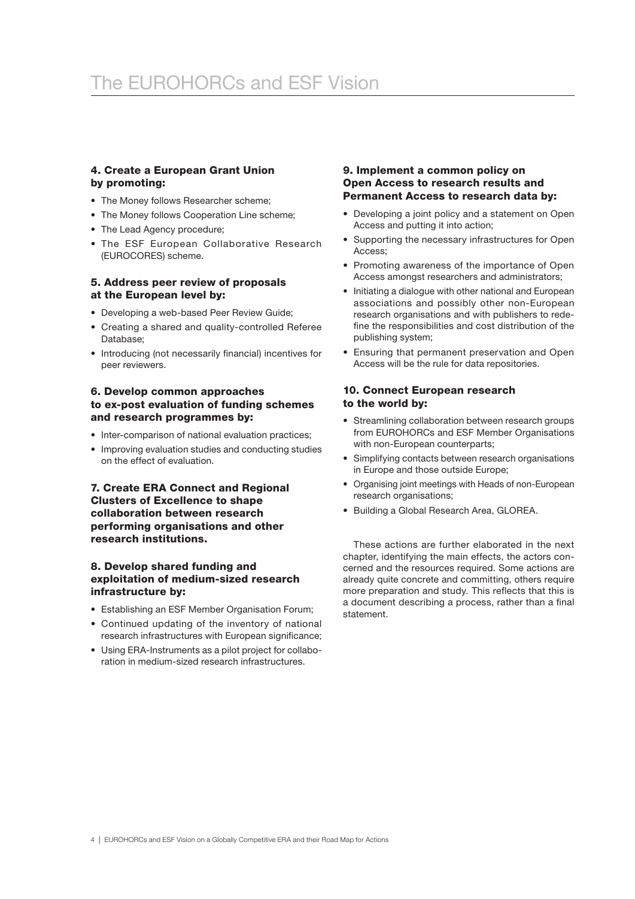# The EUROHORCs and ESF Vision

### 4. Create a European Grant Union by promoting:

- The Money follows Researcher scheme;
- The Money follows Cooperation Line scheme;
- The Lead Agency procedure;
- The ESF European Collaborative Research (EUROCORES) scheme.

### 5. Address peer review of proposals at the European level by:

- Developing a web-based Peer Review Guide;
- Creating a shared and quality-controlled Referee Database;
- Introducing (not necessarily financial) incentives for peer reviewers.

### 6. Develop common approaches to ex-post evaluation of funding schemes and research programmes by:

- Inter-comparison of national evaluation practices;
- Improving evaluation studies and conducting studies on the effect of evaluation.

### 7. Create ERA Connect and Regional Clusters of Excellence to shape collaboration between research performing organisations and other research institutions.

### 8. Develop shared funding and exploitation of medium-sized research infrastructure by:

- Establishing an ESF Member Organisation Forum;
- Continued updating of the inventory of national research infrastructures with European significance;
- Using ERA-Instruments as a pilot project for collaboration in medium-sized research infrastructures.

### 9. Implement a common policy on Open Access to research results and Permanent Access to research data by:

- Developing a joint policy and a statement on Open Access and putting it into action;
- Supporting the necessary infrastructures for Open Access;
- Promoting awareness of the importance of Open Access amongst researchers and administrators;
- Initiating a dialogue with other national and European associations and possibly other non-European research organisations and with publishers to redefine the responsibilities and cost distribution of the publishing system;
- Ensuring that permanent preservation and Open Access will be the rule for data repositories.

### 10. Connect European research to the world by:

- Streamlining collaboration between research groups from EUROHORCs and ESF Member Organisations with non-European counterparts;
- Simplifying contacts between research organisations in Europe and those outside Europe;
- Organising joint meetings with Heads of non-European research organisations;
- Building a Global Research Area, GLOREA.

These actions are further elaborated in the next chapter, identifying the main effects, the actors concerned and the resources required. Some actions are already quite concrete and committing, others require more preparation and study. This reflects that this is a document describing a process, rather than a final statement.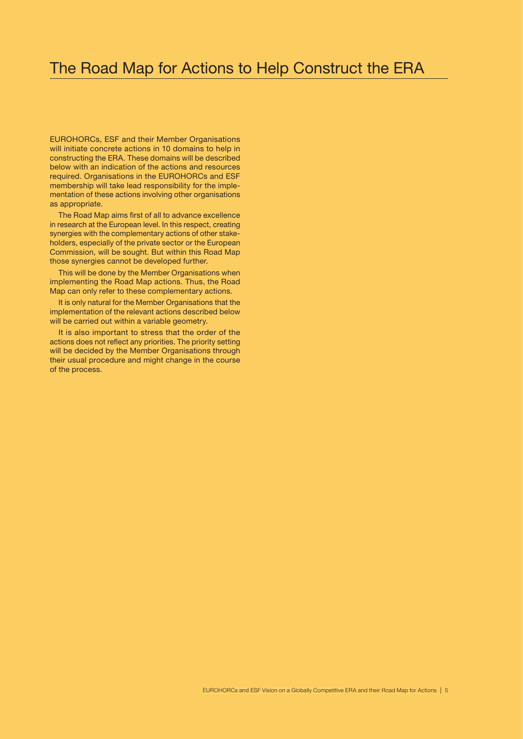# The Road Map for Actions to Help Construct the ERA

EUROHORCs, ESF and their Member Organisations will initiate concrete actions in 10 domains to help in constructing the ERA. These domains will be described below with an indication of the actions and resources required. Organisations in the EUROHORCs and ESF membership will take lead responsibility for the implementation of these actions involving other organisations as appropriate.

The Road Map aims first of all to advance excellence in research at the European level. In this respect, creating synergies with the complementary actions of other stakeholders, especially of the private sector or the European Commission, will be sought. But within this Road Map those synergies cannot be developed further.

This will be done by the Member Organisations when implementing the Road Map actions. Thus, the Road Map can only refer to these complementary actions.

It is only natural for the Member Organisations that the implementation of the relevant actions described below will be carried out within a variable geometry.

It is also important to stress that the order of the actions does not reflect any priorities. The priority setting will be decided by the Member Organisations through their usual procedure and might change in the course of the process.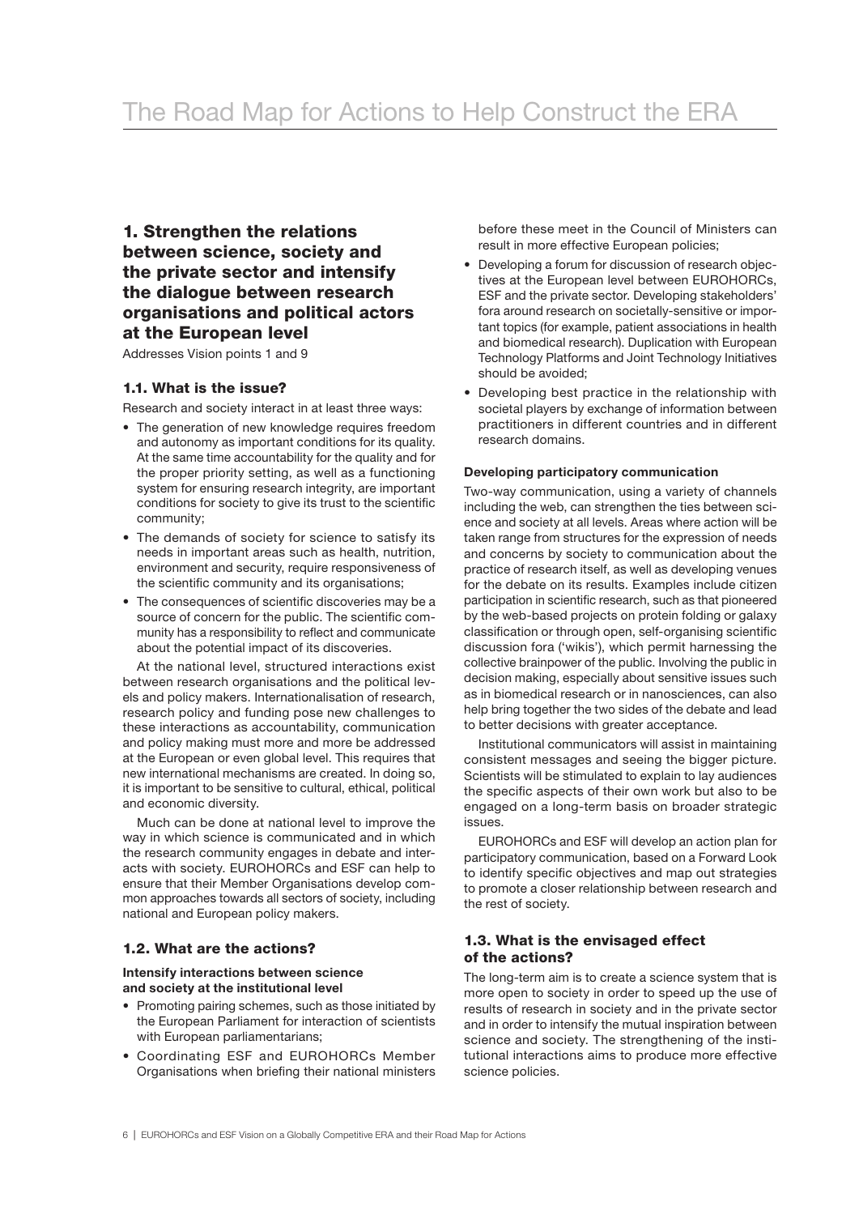# The Road Map for Actions to Help Construct the ERA

## 1. Strengthen the relations between science, society and the private sector and intensify the dialogue between research organisations and political actors at the European level

Addresses Vision points 1 and 9

### 1.1. What is the issue?

Research and society interact in at least three ways:

- The generation of new knowledge requires freedom and autonomy as important conditions for its quality. At the same time accountability for the quality and for the proper priority setting, as well as a functioning system for ensuring research integrity, are important conditions for society to give its trust to the scientific community;
- The demands of society for science to satisfy its needs in important areas such as health, nutrition, environment and security, require responsiveness of the scientific community and its organisations;
- The consequences of scientific discoveries may be a source of concern for the public. The scientific community has a responsibility to reflect and communicate about the potential impact of its discoveries.

At the national level, structured interactions exist between research organisations and the political levels and policy makers. Internationalisation of research, research policy and funding pose new challenges to these interactions as accountability, communication and policy making must more and more be addressed at the European or even global level. This requires that new international mechanisms are created. In doing so, it is important to be sensitive to cultural, ethical, political and economic diversity.

Much can be done at national level to improve the way in which science is communicated and in which the research community engages in debate and interacts with society. EUROHORCs and ESF can help to ensure that their Member Organisations develop common approaches towards all sectors of society, including national and European policy makers.

### 1.2. What are the actions?

#### Intensify interactions between science and society at the institutional level

- Promoting pairing schemes, such as those initiated by the European Parliament for interaction of scientists with European parliamentarians;
- Coordinating ESF and EUROHORCs Member Organisations when briefing their national ministers before these meet in the Council of Ministers can result in more effective European policies;
- Developing a forum for discussion of research objectives at the European level between EUROHORCs, ESF and the private sector. Developing stakeholders' fora around research on societally-sensitive or important topics (for example, patient associations in health and biomedical research). Duplication with European Technology Platforms and Joint Technology Initiatives should be avoided;
- Developing best practice in the relationship with societal players by exchange of information between practitioners in different countries and in different research domains.

#### Developing participatory communication

Two-way communication, using a variety of channels including the web, can strengthen the ties between science and society at all levels. Areas where action will be taken range from structures for the expression of needs and concerns by society to communication about the practice of research itself, as well as developing venues for the debate on its results. Examples include citizen participation in scientific research, such as that pioneered by the web-based projects on protein folding or galaxy classification or through open, self-organising scientific discussion fora ('wikis'), which permit harnessing the collective brainpower of the public. Involving the public in decision making, especially about sensitive issues such as in biomedical research or in nanosciences, can also help bring together the two sides of the debate and lead to better decisions with greater acceptance.

Institutional communicators will assist in maintaining consistent messages and seeing the bigger picture. Scientists will be stimulated to explain to lay audiences the specific aspects of their own work but also to be engaged on a long-term basis on broader strategic issues.

EUROHORCs and ESF will develop an action plan for participatory communication, based on a Forward Look to identify specific objectives and map out strategies to promote a closer relationship between research and the rest of society.

### 1.3. What is the envisaged effect of the actions?

The long-term aim is to create a science system that is more open to society in order to speed up the use of results of research in society and in the private sector and in order to intensify the mutual inspiration between science and society. The strengthening of the institutional interactions aims to produce more effective science policies.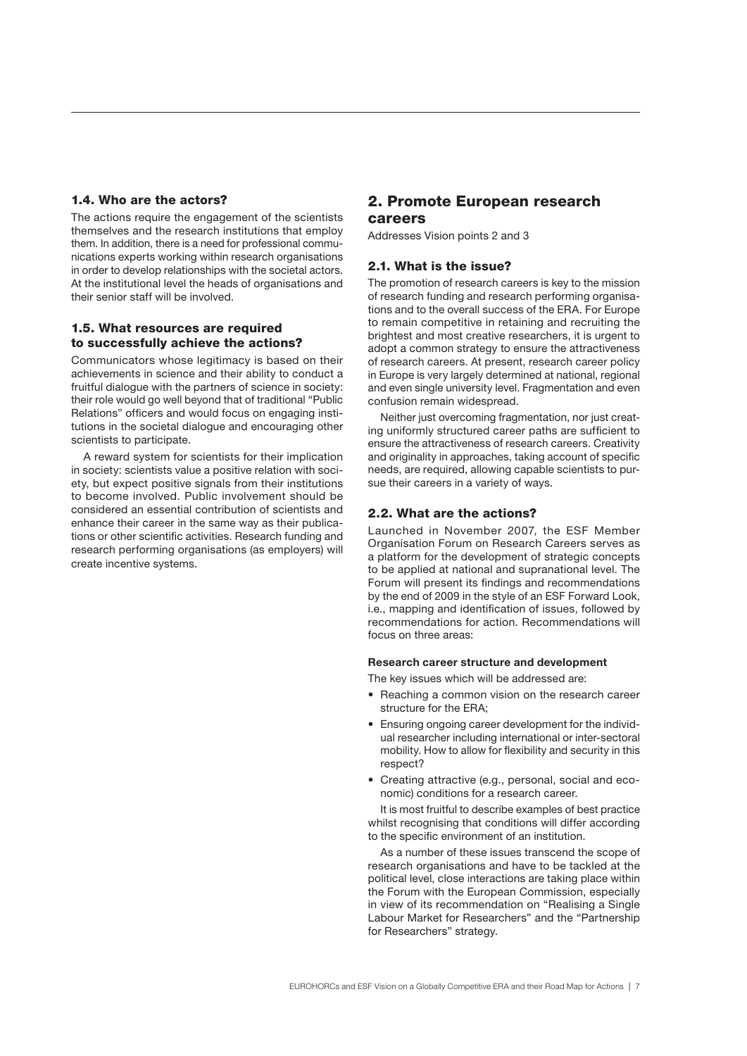### 1.4. Who are the actors?

The actions require the engagement of the scientists themselves and the research institutions that employ them. In addition, there is a need for professional communications experts working within research organisations in order to develop relationships with the societal actors. At the institutional level the heads of organisations and their senior staff will be involved.

### 1.5. What resources are required to successfully achieve the actions?

Communicators whose legitimacy is based on their achievements in science and their ability to conduct a fruitful dialogue with the partners of science in society: their role would go well beyond that of traditional "Public Relations" officers and would focus on engaging institutions in the societal dialogue and encouraging other scientists to participate.

A reward system for scientists for their implication in society: scientists value a positive relation with society, but expect positive signals from their institutions to become involved. Public involvement should be considered an essential contribution of scientists and enhance their career in the same way as their publications or other scientific activities. Research funding and research performing organisations (as employers) will create incentive systems.

## 2. Promote European research careers

Addresses Vision points 2 and 3

### 2.1. What is the issue?

The promotion of research careers is key to the mission of research funding and research performing organisations and to the overall success of the ERA. For Europe to remain competitive in retaining and recruiting the brightest and most creative researchers, it is urgent to adopt a common strategy to ensure the attractiveness of research careers. At present, research career policy in Europe is very largely determined at national, regional and even single university level. Fragmentation and even confusion remain widespread.

Neither just overcoming fragmentation, nor just creating uniformly structured career paths are sufficient to ensure the attractiveness of research careers. Creativity and originality in approaches, taking account of specific needs, are required, allowing capable scientists to pursue their careers in a variety of ways.

### 2.2. What are the actions?

Launched in November 2007, the ESF Member Organisation Forum on Research Careers serves as a platform for the development of strategic concepts to be applied at national and supranational level. The Forum will present its findings and recommendations by the end of 2009 in the style of an ESF Forward Look, i.e., mapping and identification of issues, followed by recommendations for action. Recommendations will focus on three areas:

**Research career structure and development**

The key issues which will be addressed are:

- Reaching a common vision on the research career structure for the ERA;
- Ensuring ongoing career development for the individual researcher including international or inter-sectoral mobility. How to allow for flexibility and security in this respect?
- Creating attractive (e.g., personal, social and economic) conditions for a research career.

It is most fruitful to describe examples of best practice whilst recognising that conditions will differ according to the specific environment of an institution.

As a number of these issues transcend the scope of research organisations and have to be tackled at the political level, close interactions are taking place within the Forum with the European Commission, especially in view of its recommendation on "Realising a Single Labour Market for Researchers" and the "Partnership for Researchers" strategy.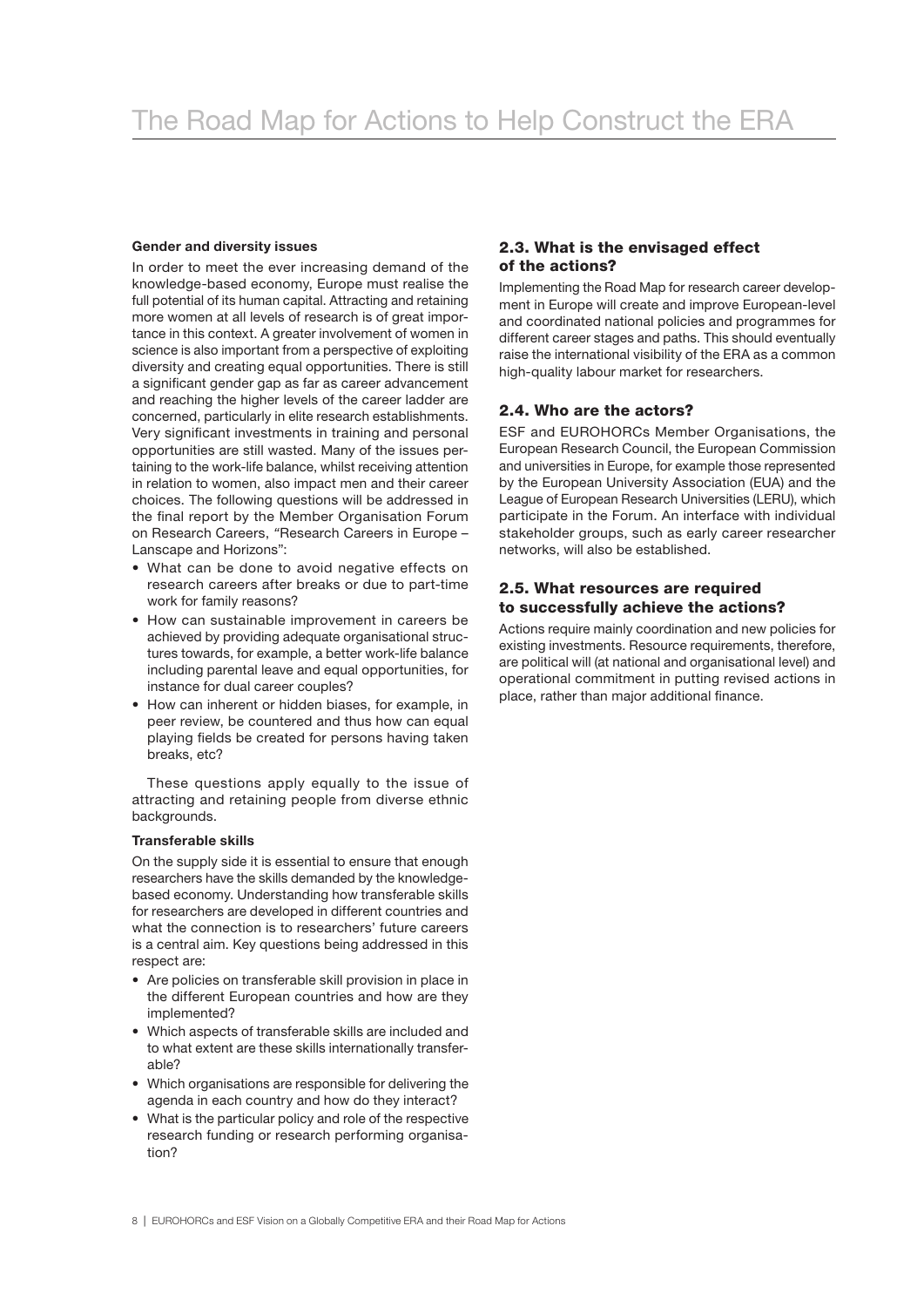# The Road Map for Actions to Help Construct the ERA

**Gender and diversity issues**

In order to meet the ever increasing demand of the knowledge-based economy, Europe must realise the full potential of its human capital. Attracting and retaining more women at all levels of research is of great importance in this context. A greater involvement of women in science is also important from a perspective of exploiting diversity and creating equal opportunities. There is still a significant gender gap as far as career advancement and reaching the higher levels of the career ladder are concerned, particularly in elite research establishments. Very significant investments in training and personal opportunities are still wasted. Many of the issues pertaining to the work-life balance, whilst receiving attention in relation to women, also impact men and their career choices. The following questions will be addressed in the final report by the Member Organisation Forum on Research Careers, "Research Careers in Europe – Lanscape and Horizons":

- What can be done to avoid negative effects on research careers after breaks or due to part-time work for family reasons?
- How can sustainable improvement in careers be achieved by providing adequate organisational structures towards, for example, a better work-life balance including parental leave and equal opportunities, for instance for dual career couples?
- How can inherent or hidden biases, for example, in peer review, be countered and thus how can equal playing fields be created for persons having taken breaks, etc?

These questions apply equally to the issue of attracting and retaining people from diverse ethnic backgrounds.

**Transferable skills**

On the supply side it is essential to ensure that enough researchers have the skills demanded by the knowledge-based economy. Understanding how transferable skills for researchers are developed in different countries and what the connection is to researchers' future careers is a central aim. Key questions being addressed in this respect are:

- Are policies on transferable skill provision in place in the different European countries and how are they implemented?
- Which aspects of transferable skills are included and to what extent are these skills internationally transferable?
- Which organisations are responsible for delivering the agenda in each country and how do they interact?
- What is the particular policy and role of the respective research funding or research performing organisation?

## 2.3. What is the envisaged effect of the actions?

Implementing the Road Map for research career development in Europe will create and improve European-level and coordinated national policies and programmes for different career stages and paths. This should eventually raise the international visibility of the ERA as a common high-quality labour market for researchers.

## 2.4. Who are the actors?

ESF and EUROHORCs Member Organisations, the European Research Council, the European Commission and universities in Europe, for example those represented by the European University Association (EUA) and the League of European Research Universities (LERU), which participate in the Forum. An interface with individual stakeholder groups, such as early career researcher networks, will also be established.

## 2.5. What resources are required to successfully achieve the actions?

Actions require mainly coordination and new policies for existing investments. Resource requirements, therefore, are political will (at national and organisational level) and operational commitment in putting revised actions in place, rather than major additional finance.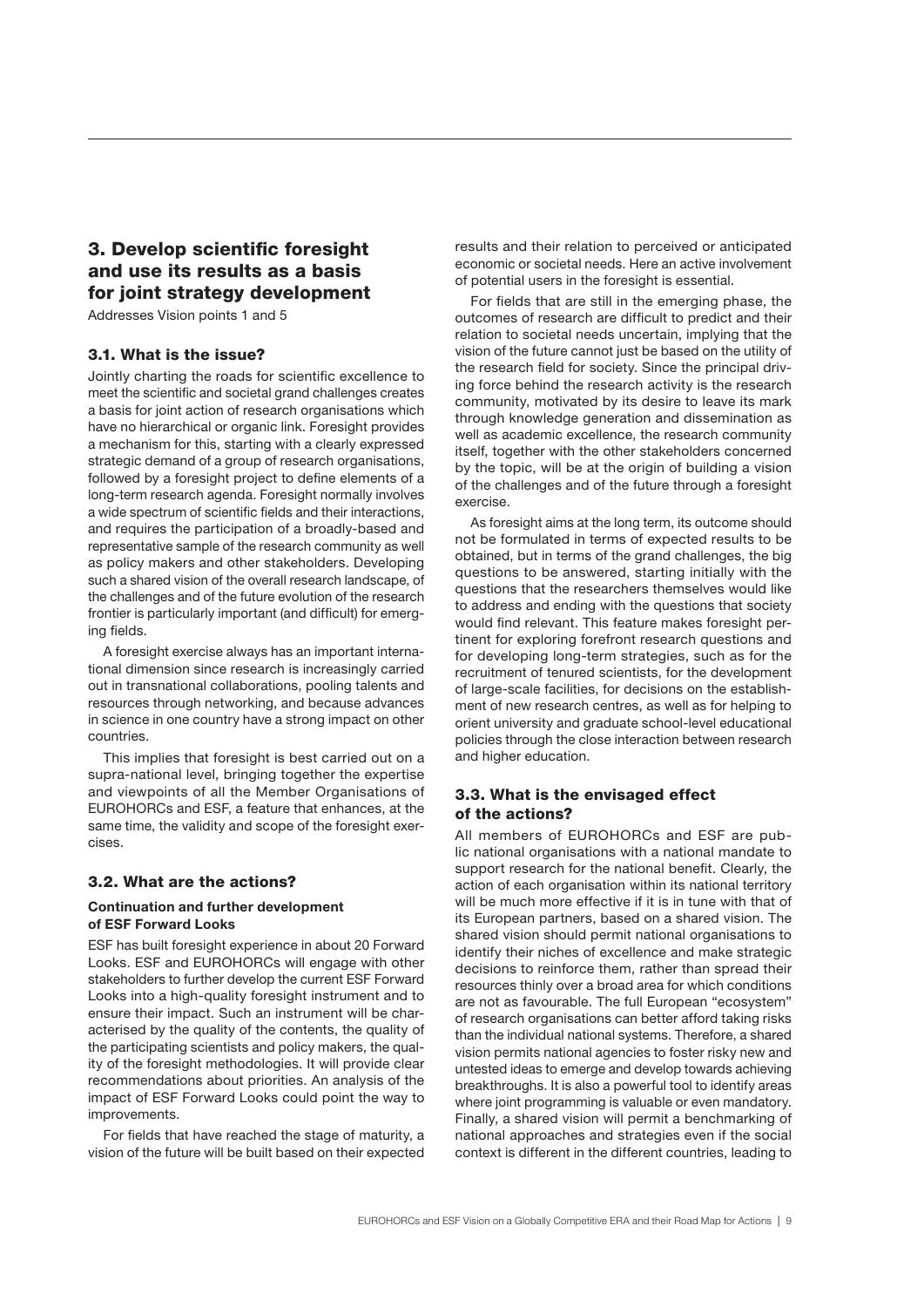## 3. Develop scientific foresight and use its results as a basis for joint strategy development

Addresses Vision points 1 and 5

### 3.1. What is the issue?

Jointly charting the roads for scientific excellence to meet the scientific and societal grand challenges creates a basis for joint action of research organisations which have no hierarchical or organic link. Foresight provides a mechanism for this, starting with a clearly expressed strategic demand of a group of research organisations, followed by a foresight project to define elements of a long-term research agenda. Foresight normally involves a wide spectrum of scientific fields and their interactions, and requires the participation of a broadly-based and representative sample of the research community as well as policy makers and other stakeholders. Developing such a shared vision of the overall research landscape, of the challenges and of the future evolution of the research frontier is particularly important (and difficult) for emerging fields.

A foresight exercise always has an important international dimension since research is increasingly carried out in transnational collaborations, pooling talents and resources through networking, and because advances in science in one country have a strong impact on other countries.

This implies that foresight is best carried out on a supra-national level, bringing together the expertise and viewpoints of all the Member Organisations of EUROHORCs and ESF, a feature that enhances, at the same time, the validity and scope of the foresight exercises.

### 3.2. What are the actions?

**Continuation and further development of ESF Forward Looks**

ESF has built foresight experience in about 20 Forward Looks. ESF and EUROHORCs will engage with other stakeholders to further develop the current ESF Forward Looks into a high-quality foresight instrument and to ensure their impact. Such an instrument will be characterised by the quality of the contents, the quality of the participating scientists and policy makers, the quality of the foresight methodologies. It will provide clear recommendations about priorities. An analysis of the impact of ESF Forward Looks could point the way to improvements.

For fields that have reached the stage of maturity, a vision of the future will be built based on their expected results and their relation to perceived or anticipated economic or societal needs. Here an active involvement of potential users in the foresight is essential.

For fields that are still in the emerging phase, the outcomes of research are difficult to predict and their relation to societal needs uncertain, implying that the vision of the future cannot just be based on the utility of the research field for society. Since the principal driving force behind the research activity is the research community, motivated by its desire to leave its mark through knowledge generation and dissemination as well as academic excellence, the research community itself, together with the other stakeholders concerned by the topic, will be at the origin of building a vision of the challenges and of the future through a foresight exercise.

As foresight aims at the long term, its outcome should not be formulated in terms of expected results to be obtained, but in terms of the grand challenges, the big questions to be answered, starting initially with the questions that the researchers themselves would like to address and ending with the questions that society would find relevant. This feature makes foresight pertinent for exploring forefront research questions and for developing long-term strategies, such as for the recruitment of tenured scientists, for the development of large-scale facilities, for decisions on the establishment of new research centres, as well as for helping to orient university and graduate school-level educational policies through the close interaction between research and higher education.

### 3.3. What is the envisaged effect of the actions?

All members of EUROHORCs and ESF are public national organisations with a national mandate to support research for the national benefit. Clearly, the action of each organisation within its national territory will be much more effective if it is in tune with that of its European partners, based on a shared vision. The shared vision should permit national organisations to identify their niches of excellence and make strategic decisions to reinforce them, rather than spread their resources thinly over a broad area for which conditions are not as favourable. The full European "ecosystem" of research organisations can better afford taking risks than the individual national systems. Therefore, a shared vision permits national agencies to foster risky new and untested ideas to emerge and develop towards achieving breakthroughs. It is also a powerful tool to identify areas where joint programming is valuable or even mandatory. Finally, a shared vision will permit a benchmarking of national approaches and strategies even if the social context is different in the different countries, leading to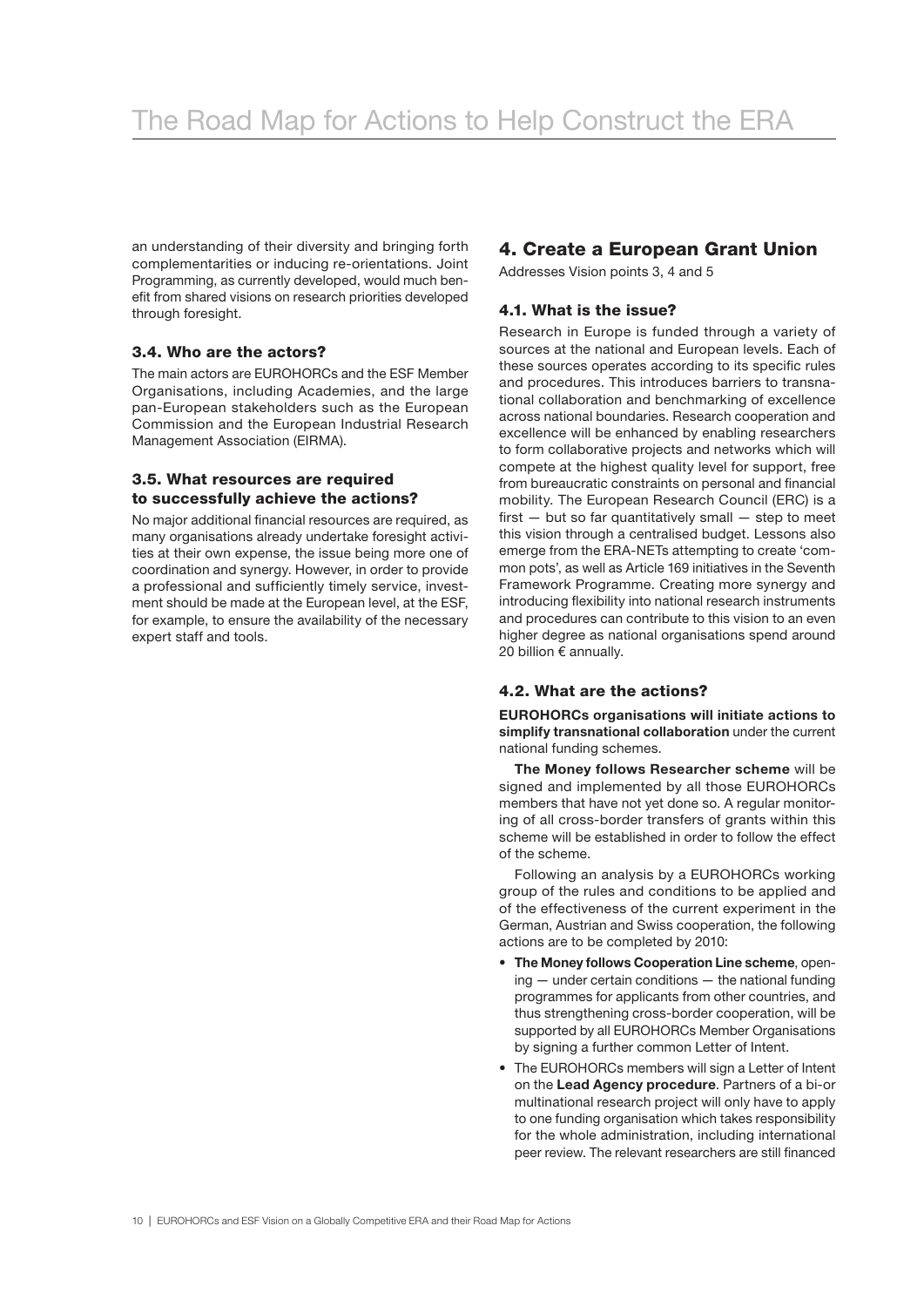an understanding of their diversity and bringing forth complementarities or inducing re-orientations. Joint Programming, as currently developed, would much benefit from shared visions on research priorities developed through foresight.

### 3.4. Who are the actors?

The main actors are EUROHORCs and the ESF Member Organisations, including Academies, and the large pan-European stakeholders such as the European Commission and the European Industrial Research Management Association (EIRMA).

### 3.5. What resources are required to successfully achieve the actions?

No major additional financial resources are required, as many organisations already undertake foresight activities at their own expense, the issue being more one of coordination and synergy. However, in order to provide a professional and sufficiently timely service, investment should be made at the European level, at the ESF, for example, to ensure the availability of the necessary expert staff and tools.

## 4. Create a European Grant Union

Addresses Vision points 3, 4 and 5

### 4.1. What is the issue?

Research in Europe is funded through a variety of sources at the national and European levels. Each of these sources operates according to its specific rules and procedures. This introduces barriers to transnational collaboration and benchmarking of excellence across national boundaries. Research cooperation and excellence will be enhanced by enabling researchers to form collaborative projects and networks which will compete at the highest quality level for support, free from bureaucratic constraints on personal and financial mobility. The European Research Council (ERC) is a first — but so far quantitatively small — step to meet this vision through a centralised budget. Lessons also emerge from the ERA-NETs attempting to create 'common pots', as well as Article 169 initiatives in the Seventh Framework Programme. Creating more synergy and introducing flexibility into national research instruments and procedures can contribute to this vision to an even higher degree as national organisations spend around 20 billion € annually.

### 4.2. What are the actions?

**EUROHORCs organisations will initiate actions to simplify transnational collaboration** under the current national funding schemes.

**The Money follows Researcher scheme** will be signed and implemented by all those EUROHORCs members that have not yet done so. A regular monitoring of all cross-border transfers of grants within this scheme will be established in order to follow the effect of the scheme.

Following an analysis by a EUROHORCs working group of the rules and conditions to be applied and of the effectiveness of the current experiment in the German, Austrian and Swiss cooperation, the following actions are to be completed by 2010:

- **The Money follows Cooperation Line scheme**, opening — under certain conditions — the national funding programmes for applicants from other countries, and thus strengthening cross-border cooperation, will be supported by all EUROHORCs Member Organisations by signing a further common Letter of Intent.
- The EUROHORCs members will sign a Letter of Intent on the **Lead Agency procedure**. Partners of a bi-or multinational research project will only have to apply to one funding organisation which takes responsibility for the whole administration, including international peer review. The relevant researchers are still financed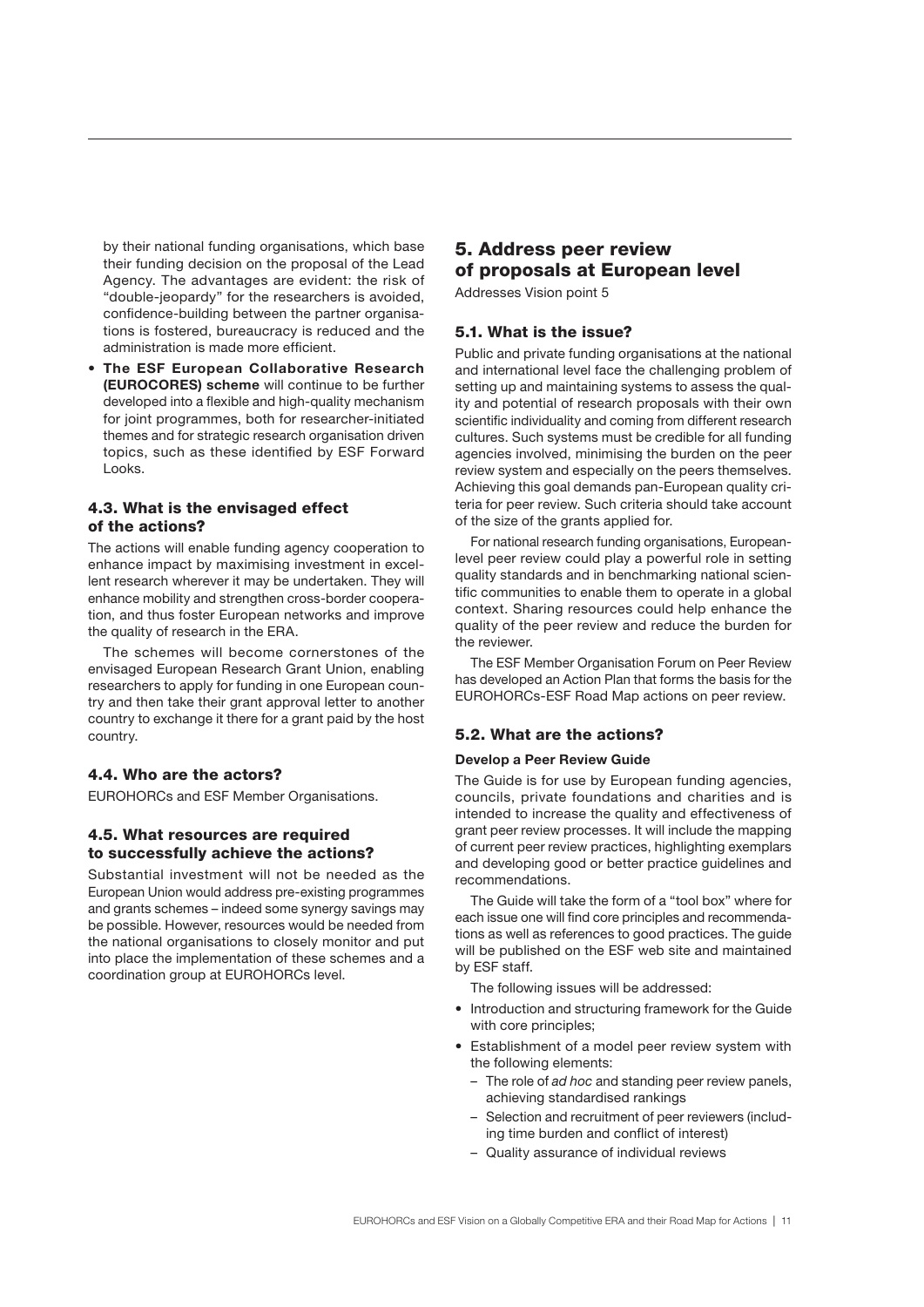by their national funding organisations, which base their funding decision on the proposal of the Lead Agency. The advantages are evident: the risk of "double-jeopardy" for the researchers is avoided, confidence-building between the partner organisations is fostered, bureaucracy is reduced and the administration is made more efficient.

- **The ESF European Collaborative Research (EUROCORES) scheme** will continue to be further developed into a flexible and high-quality mechanism for joint programmes, both for researcher-initiated themes and for strategic research organisation driven topics, such as these identified by ESF Forward Looks.

### 4.3. What is the envisaged effect of the actions?

The actions will enable funding agency cooperation to enhance impact by maximising investment in excellent research wherever it may be undertaken. They will enhance mobility and strengthen cross-border cooperation, and thus foster European networks and improve the quality of research in the ERA.

The schemes will become cornerstones of the envisaged European Research Grant Union, enabling researchers to apply for funding in one European country and then take their grant approval letter to another country to exchange it there for a grant paid by the host country.

### 4.4. Who are the actors?

EUROHORCs and ESF Member Organisations.

### 4.5. What resources are required to successfully achieve the actions?

Substantial investment will not be needed as the European Union would address pre-existing programmes and grants schemes – indeed some synergy savings may be possible. However, resources would be needed from the national organisations to closely monitor and put into place the implementation of these schemes and a coordination group at EUROHORCs level.

## 5. Address peer review of proposals at European level

Addresses Vision point 5

### 5.1. What is the issue?

Public and private funding organisations at the national and international level face the challenging problem of setting up and maintaining systems to assess the quality and potential of research proposals with their own scientific individuality and coming from different research cultures. Such systems must be credible for all funding agencies involved, minimising the burden on the peer review system and especially on the peers themselves. Achieving this goal demands pan-European quality criteria for peer review. Such criteria should take account of the size of the grants applied for.

For national research funding organisations, European-level peer review could play a powerful role in setting quality standards and in benchmarking national scientific communities to enable them to operate in a global context. Sharing resources could help enhance the quality of the peer review and reduce the burden for the reviewer.

The ESF Member Organisation Forum on Peer Review has developed an Action Plan that forms the basis for the EUROHORCs-ESF Road Map actions on peer review.

### 5.2. What are the actions?

**Develop a Peer Review Guide**

The Guide is for use by European funding agencies, councils, private foundations and charities and is intended to increase the quality and effectiveness of grant peer review processes. It will include the mapping of current peer review practices, highlighting exemplars and developing good or better practice guidelines and recommendations.

The Guide will take the form of a "tool box" where for each issue one will find core principles and recommendations as well as references to good practices. The guide will be published on the ESF web site and maintained by ESF staff.

The following issues will be addressed:

- Introduction and structuring framework for the Guide with core principles;
- Establishment of a model peer review system with the following elements:
  - The role of *ad hoc* and standing peer review panels, achieving standardised rankings
  - Selection and recruitment of peer reviewers (including time burden and conflict of interest)
  - Quality assurance of individual reviews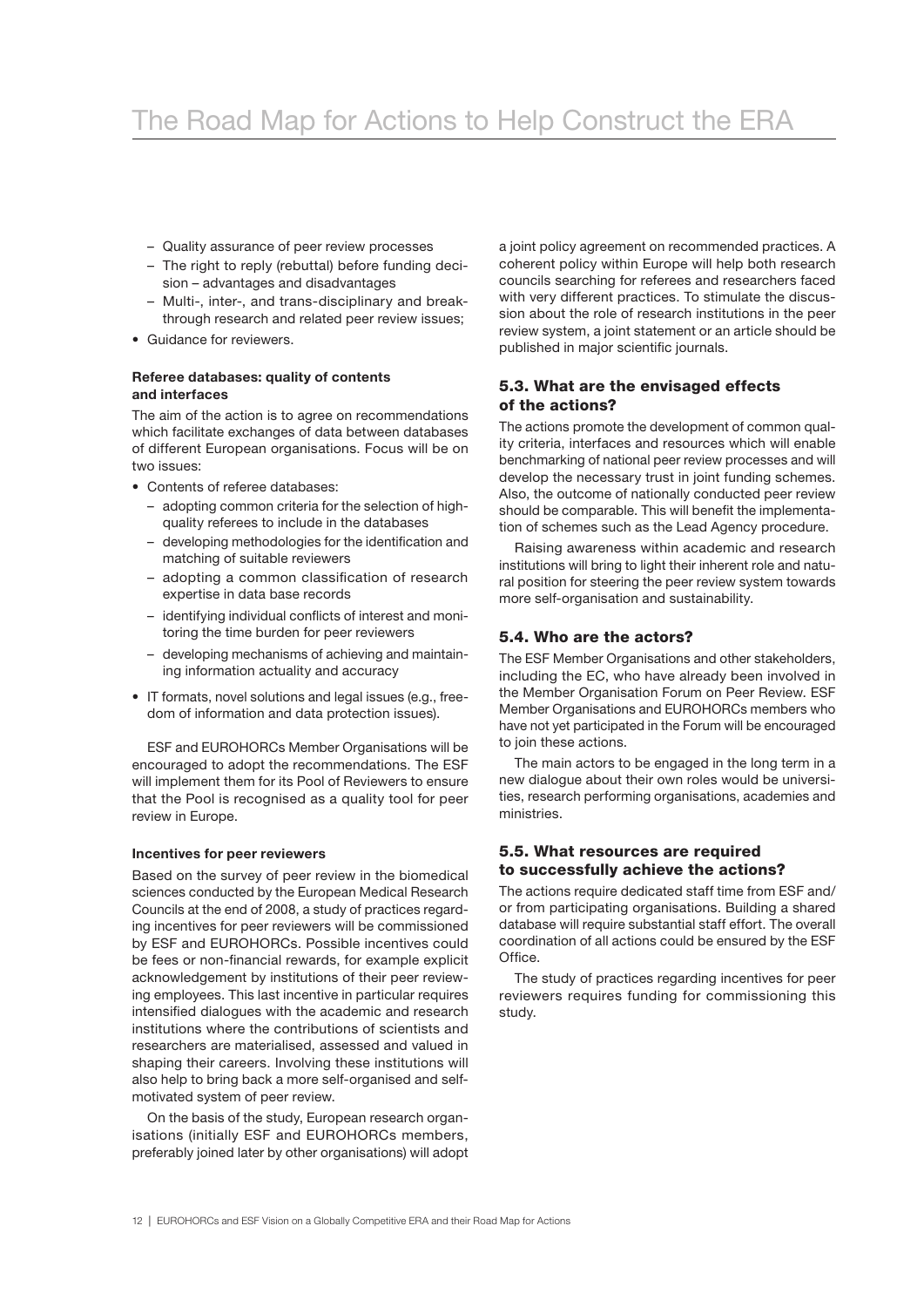- Quality assurance of peer review processes
  - The right to reply (rebuttal) before funding decision – advantages and disadvantages
  - Multi-, inter-, and trans-disciplinary and breakthrough research and related peer review issues;
- Guidance for reviewers.

#### Referee databases: quality of contents and interfaces

The aim of the action is to agree on recommendations which facilitate exchanges of data between databases of different European organisations. Focus will be on two issues:

- Contents of referee databases:
  - adopting common criteria for the selection of high-quality referees to include in the databases
  - developing methodologies for the identification and matching of suitable reviewers
  - adopting a common classification of research expertise in data base records
  - identifying individual conflicts of interest and monitoring the time burden for peer reviewers
  - developing mechanisms of achieving and maintaining information actuality and accuracy
- IT formats, novel solutions and legal issues (e.g., freedom of information and data protection issues).

ESF and EUROHORCs Member Organisations will be encouraged to adopt the recommendations. The ESF will implement them for its Pool of Reviewers to ensure that the Pool is recognised as a quality tool for peer review in Europe.

#### Incentives for peer reviewers

Based on the survey of peer review in the biomedical sciences conducted by the European Medical Research Councils at the end of 2008, a study of practices regarding incentives for peer reviewers will be commissioned by ESF and EUROHORCs. Possible incentives could be fees or non-financial rewards, for example explicit acknowledgement by institutions of their peer reviewing employees. This last incentive in particular requires intensified dialogues with the academic and research institutions where the contributions of scientists and researchers are materialised, assessed and valued in shaping their careers. Involving these institutions will also help to bring back a more self-organised and self-motivated system of peer review.

On the basis of the study, European research organisations (initially ESF and EUROHORCs members, preferably joined later by other organisations) will adopt a joint policy agreement on recommended practices. A coherent policy within Europe will help both research councils searching for referees and researchers faced with very different practices. To stimulate the discussion about the role of research institutions in the peer review system, a joint statement or an article should be published in major scientific journals.

### 5.3. What are the envisaged effects of the actions?

The actions promote the development of common quality criteria, interfaces and resources which will enable benchmarking of national peer review processes and will develop the necessary trust in joint funding schemes. Also, the outcome of nationally conducted peer review should be comparable. This will benefit the implementation of schemes such as the Lead Agency procedure.

Raising awareness within academic and research institutions will bring to light their inherent role and natural position for steering the peer review system towards more self-organisation and sustainability.

### 5.4. Who are the actors?

The ESF Member Organisations and other stakeholders, including the EC, who have already been involved in the Member Organisation Forum on Peer Review. ESF Member Organisations and EUROHORCs members who have not yet participated in the Forum will be encouraged to join these actions.

The main actors to be engaged in the long term in a new dialogue about their own roles would be universities, research performing organisations, academies and ministries.

### 5.5. What resources are required to successfully achieve the actions?

The actions require dedicated staff time from ESF and/or from participating organisations. Building a shared database will require substantial staff effort. The overall coordination of all actions could be ensured by the ESF Office.

The study of practices regarding incentives for peer reviewers requires funding for commissioning this study.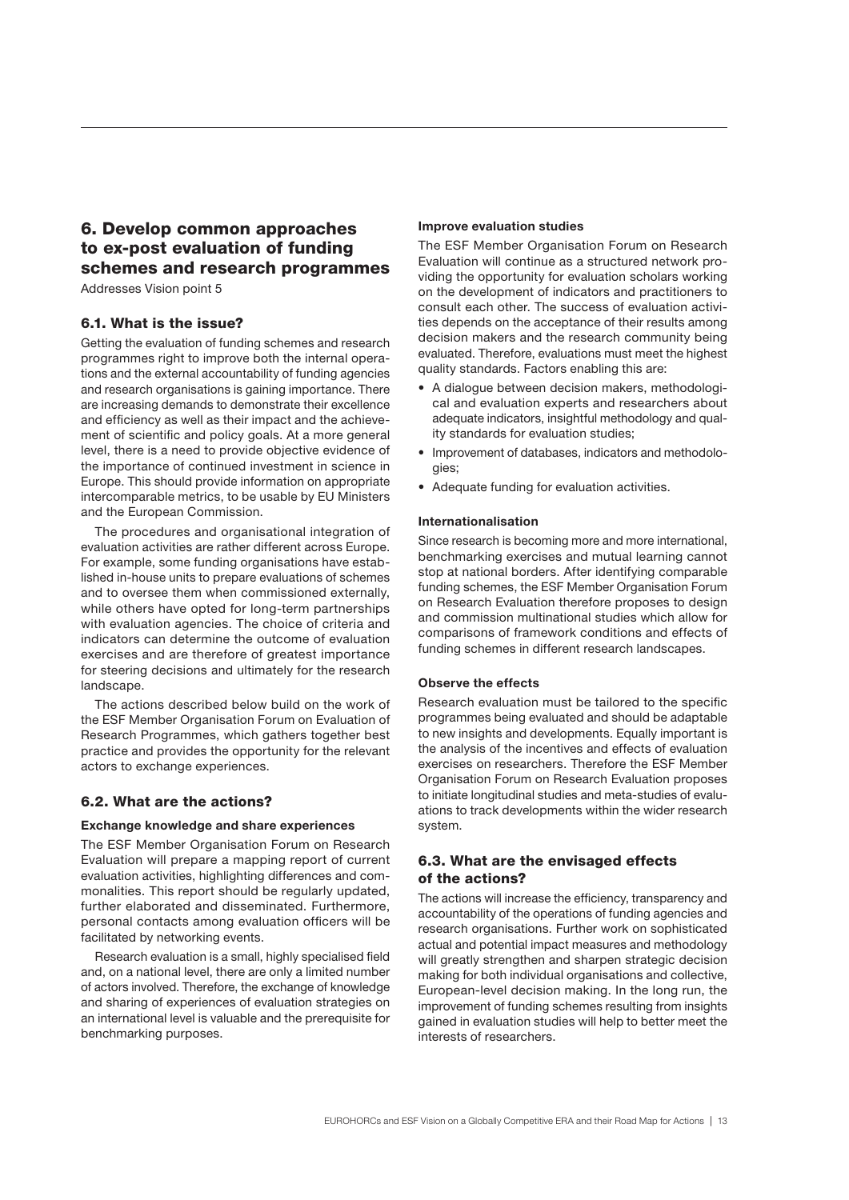## 6. Develop common approaches to ex-post evaluation of funding schemes and research programmes

Addresses Vision point 5

### 6.1. What is the issue?

Getting the evaluation of funding schemes and research programmes right to improve both the internal operations and the external accountability of funding agencies and research organisations is gaining importance. There are increasing demands to demonstrate their excellence and efficiency as well as their impact and the achievement of scientific and policy goals. At a more general level, there is a need to provide objective evidence of the importance of continued investment in science in Europe. This should provide information on appropriate intercomparable metrics, to be usable by EU Ministers and the European Commission.

The procedures and organisational integration of evaluation activities are rather different across Europe. For example, some funding organisations have established in-house units to prepare evaluations of schemes and to oversee them when commissioned externally, while others have opted for long-term partnerships with evaluation agencies. The choice of criteria and indicators can determine the outcome of evaluation exercises and are therefore of greatest importance for steering decisions and ultimately for the research landscape.

The actions described below build on the work of the ESF Member Organisation Forum on Evaluation of Research Programmes, which gathers together best practice and provides the opportunity for the relevant actors to exchange experiences.

### 6.2. What are the actions?

#### Exchange knowledge and share experiences

The ESF Member Organisation Forum on Research Evaluation will prepare a mapping report of current evaluation activities, highlighting differences and commonalities. This report should be regularly updated, further elaborated and disseminated. Furthermore, personal contacts among evaluation officers will be facilitated by networking events.

Research evaluation is a small, highly specialised field and, on a national level, there are only a limited number of actors involved. Therefore, the exchange of knowledge and sharing of experiences of evaluation strategies on an international level is valuable and the prerequisite for benchmarking purposes.

#### Improve evaluation studies

The ESF Member Organisation Forum on Research Evaluation will continue as a structured network providing the opportunity for evaluation scholars working on the development of indicators and practitioners to consult each other. The success of evaluation activities depends on the acceptance of their results among decision makers and the research community being evaluated. Therefore, evaluations must meet the highest quality standards. Factors enabling this are:

- A dialogue between decision makers, methodological and evaluation experts and researchers about adequate indicators, insightful methodology and quality standards for evaluation studies;
- Improvement of databases, indicators and methodologies;
- Adequate funding for evaluation activities.

#### Internationalisation

Since research is becoming more and more international, benchmarking exercises and mutual learning cannot stop at national borders. After identifying comparable funding schemes, the ESF Member Organisation Forum on Research Evaluation therefore proposes to design and commission multinational studies which allow for comparisons of framework conditions and effects of funding schemes in different research landscapes.

#### Observe the effects

Research evaluation must be tailored to the specific programmes being evaluated and should be adaptable to new insights and developments. Equally important is the analysis of the incentives and effects of evaluation exercises on researchers. Therefore the ESF Member Organisation Forum on Research Evaluation proposes to initiate longitudinal studies and meta-studies of evaluations to track developments within the wider research system.

### 6.3. What are the envisaged effects of the actions?

The actions will increase the efficiency, transparency and accountability of the operations of funding agencies and research organisations. Further work on sophisticated actual and potential impact measures and methodology will greatly strengthen and sharpen strategic decision making for both individual organisations and collective, European-level decision making. In the long run, the improvement of funding schemes resulting from insights gained in evaluation studies will help to better meet the interests of researchers.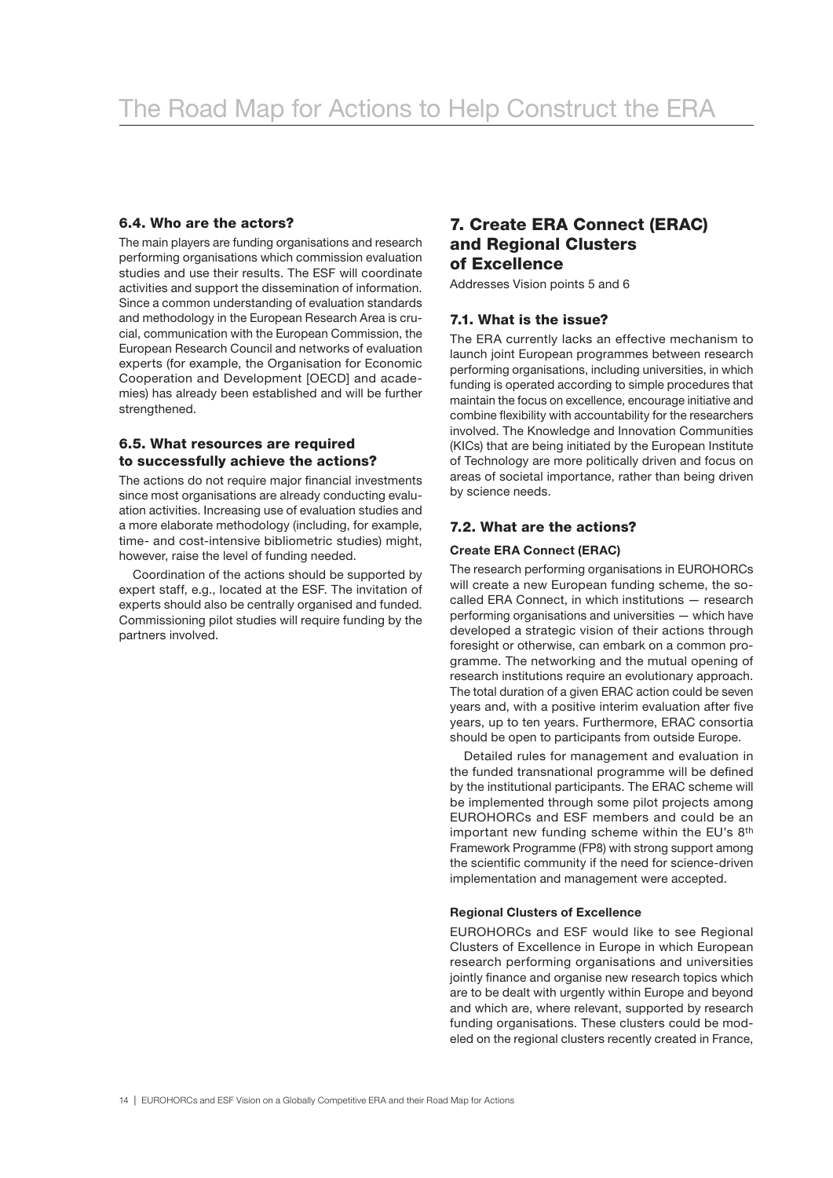### 6.4. Who are the actors?

The main players are funding organisations and research performing organisations which commission evaluation studies and use their results. The ESF will coordinate activities and support the dissemination of information. Since a common understanding of evaluation standards and methodology in the European Research Area is crucial, communication with the European Commission, the European Research Council and networks of evaluation experts (for example, the Organisation for Economic Cooperation and Development [OECD] and academies) has already been established and will be further strengthened.

### 6.5. What resources are required to successfully achieve the actions?

The actions do not require major financial investments since most organisations are already conducting evaluation activities. Increasing use of evaluation studies and a more elaborate methodology (including, for example, time- and cost-intensive bibliometric studies) might, however, raise the level of funding needed.

Coordination of the actions should be supported by expert staff, e.g., located at the ESF. The invitation of experts should also be centrally organised and funded. Commissioning pilot studies will require funding by the partners involved.

## 7. Create ERA Connect (ERAC) and Regional Clusters of Excellence

Addresses Vision points 5 and 6

### 7.1. What is the issue?

The ERA currently lacks an effective mechanism to launch joint European programmes between research performing organisations, including universities, in which funding is operated according to simple procedures that maintain the focus on excellence, encourage initiative and combine flexibility with accountability for the researchers involved. The Knowledge and Innovation Communities (KICs) that are being initiated by the European Institute of Technology are more politically driven and focus on areas of societal importance, rather than being driven by science needs.

### 7.2. What are the actions?

#### Create ERA Connect (ERAC)

The research performing organisations in EUROHORCs will create a new European funding scheme, the so-called ERA Connect, in which institutions — research performing organisations and universities — which have developed a strategic vision of their actions through foresight or otherwise, can embark on a common programme. The networking and the mutual opening of research institutions require an evolutionary approach. The total duration of a given ERAC action could be seven years and, with a positive interim evaluation after five years, up to ten years. Furthermore, ERAC consortia should be open to participants from outside Europe.

Detailed rules for management and evaluation in the funded transnational programme will be defined by the institutional participants. The ERAC scheme will be implemented through some pilot projects among EUROHORCs and ESF members and could be an important new funding scheme within the EU's 8th Framework Programme (FP8) with strong support among the scientific community if the need for science-driven implementation and management were accepted.

#### Regional Clusters of Excellence

EUROHORCs and ESF would like to see Regional Clusters of Excellence in Europe in which European research performing organisations and universities jointly finance and organise new research topics which are to be dealt with urgently within Europe and beyond and which are, where relevant, supported by research funding organisations. These clusters could be modeled on the regional clusters recently created in France,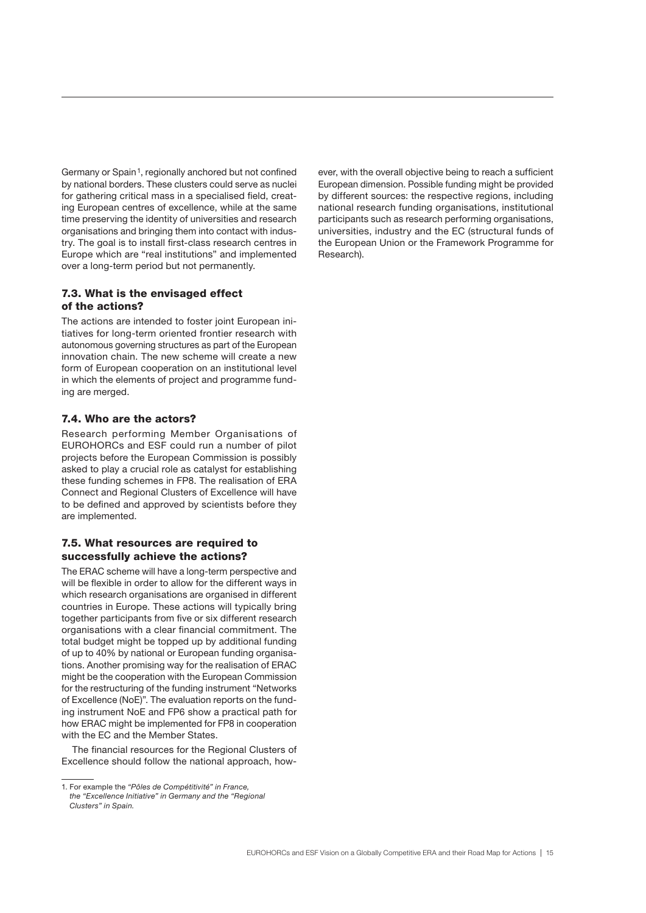Germany or Spain[1], regionally anchored but not confined by national borders. These clusters could serve as nuclei for gathering critical mass in a specialised field, creating European centres of excellence, while at the same time preserving the identity of universities and research organisations and bringing them into contact with industry. The goal is to install first-class research centres in Europe which are "real institutions" and implemented over a long-term period but not permanently.

### 7.3. What is the envisaged effect of the actions?

The actions are intended to foster joint European initiatives for long-term oriented frontier research with autonomous governing structures as part of the European innovation chain. The new scheme will create a new form of European cooperation on an institutional level in which the elements of project and programme funding are merged.

### 7.4. Who are the actors?

Research performing Member Organisations of EUROHORCs and ESF could run a number of pilot projects before the European Commission is possibly asked to play a crucial role as catalyst for establishing these funding schemes in FP8. The realisation of ERA Connect and Regional Clusters of Excellence will have to be defined and approved by scientists before they are implemented.

### 7.5. What resources are required to successfully achieve the actions?

The ERAC scheme will have a long-term perspective and will be flexible in order to allow for the different ways in which research organisations are organised in different countries in Europe. These actions will typically bring together participants from five or six different research organisations with a clear financial commitment. The total budget might be topped up by additional funding of up to 40% by national or European funding organisations. Another promising way for the realisation of ERAC might be the cooperation with the European Commission for the restructuring of the funding instrument "Networks of Excellence (NoE)". The evaluation reports on the funding instrument NoE and FP6 show a practical path for how ERAC might be implemented for FP8 in cooperation with the EC and the Member States.

The financial resources for the Regional Clusters of Excellence should follow the national approach, however, with the overall objective being to reach a sufficient European dimension. Possible funding might be provided by different sources: the respective regions, including national research funding organisations, institutional participants such as research performing organisations, universities, industry and the EC (structural funds of the European Union or the Framework Programme for Research).

---

1. For example the *"Pôles de Compétitivité" in France, the "Excellence Initiative" in Germany and the "Regional Clusters" in Spain.*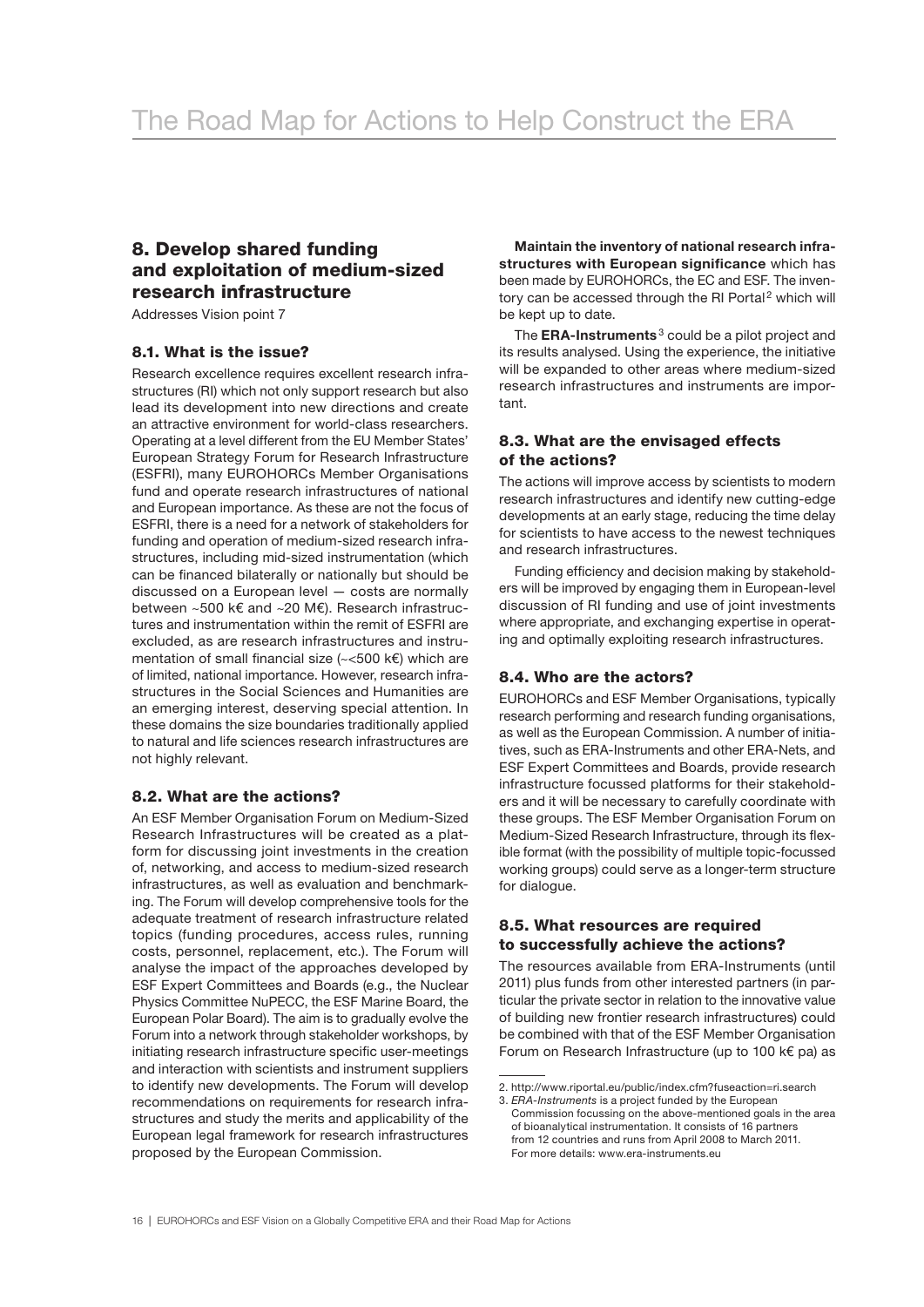# The Road Map for Actions to Help Construct the ERA

## 8. Develop shared funding and exploitation of medium-sized research infrastructure

Addresses Vision point 7

### 8.1. What is the issue?

Research excellence requires excellent research infrastructures (RI) which not only support research but also lead its development into new directions and create an attractive environment for world-class researchers. Operating at a level different from the EU Member States' European Strategy Forum for Research Infrastructure (ESFRI), many EUROHORCs Member Organisations fund and operate research infrastructures of national and European importance. As these are not the focus of ESFRI, there is a need for a network of stakeholders for funding and operation of medium-sized research infrastructures, including mid-sized instrumentation (which can be financed bilaterally or nationally but should be discussed on a European level — costs are normally between ~500 k€ and ~20 M€). Research infrastructures and instrumentation within the remit of ESFRI are excluded, as are research infrastructures and instrumentation of small financial size (~<500 k€) which are of limited, national importance. However, research infrastructures in the Social Sciences and Humanities are an emerging interest, deserving special attention. In these domains the size boundaries traditionally applied to natural and life sciences research infrastructures are not highly relevant.

### 8.2. What are the actions?

An ESF Member Organisation Forum on Medium-Sized Research Infrastructures will be created as a platform for discussing joint investments in the creation of, networking, and access to medium-sized research infrastructures, as well as evaluation and benchmarking. The Forum will develop comprehensive tools for the adequate treatment of research infrastructure related topics (funding procedures, access rules, running costs, personnel, replacement, etc.). The Forum will analyse the impact of the approaches developed by ESF Expert Committees and Boards (e.g., the Nuclear Physics Committee NuPECC, the ESF Marine Board, the European Polar Board). The aim is to gradually evolve the Forum into a network through stakeholder workshops, by initiating research infrastructure specific user-meetings and interaction with scientists and instrument suppliers to identify new developments. The Forum will develop recommendations on requirements for research infrastructures and study the merits and applicability of the European legal framework for research infrastructures proposed by the European Commission.

**Maintain the inventory of national research infrastructures with European significance** which has been made by EUROHORCs, the EC and ESF. The inventory can be accessed through the RI Portal[2] which will be kept up to date.

The **ERA-Instruments**[3] could be a pilot project and its results analysed. Using the experience, the initiative will be expanded to other areas where medium-sized research infrastructures and instruments are important.

### 8.3. What are the envisaged effects of the actions?

The actions will improve access by scientists to modern research infrastructures and identify new cutting-edge developments at an early stage, reducing the time delay for scientists to have access to the newest techniques and research infrastructures.

Funding efficiency and decision making by stakeholders will be improved by engaging them in European-level discussion of RI funding and use of joint investments where appropriate, and exchanging expertise in operating and optimally exploiting research infrastructures.

### 8.4. Who are the actors?

EUROHORCs and ESF Member Organisations, typically research performing and research funding organisations, as well as the European Commission. A number of initiatives, such as ERA-Instruments and other ERA-Nets, and ESF Expert Committees and Boards, provide research infrastructure focussed platforms for their stakeholders and it will be necessary to carefully coordinate with these groups. The ESF Member Organisation Forum on Medium-Sized Research Infrastructure, through its flexible format (with the possibility of multiple topic-focussed working groups) could serve as a longer-term structure for dialogue.

### 8.5. What resources are required to successfully achieve the actions?

The resources available from ERA-Instruments (until 2011) plus funds from other interested partners (in particular the private sector in relation to the innovative value of building new frontier research infrastructures) could be combined with that of the ESF Member Organisation Forum on Research Infrastructure (up to 100 k€ pa) as

---

2. http://www.riportal.eu/public/index.cfm?fuseaction=ri.search

3. *ERA-Instruments* is a project funded by the European Commission focussing on the above-mentioned goals in the area of bioanalytical instrumentation. It consists of 16 partners from 12 countries and runs from April 2008 to March 2011. For more details: www.era-instruments.eu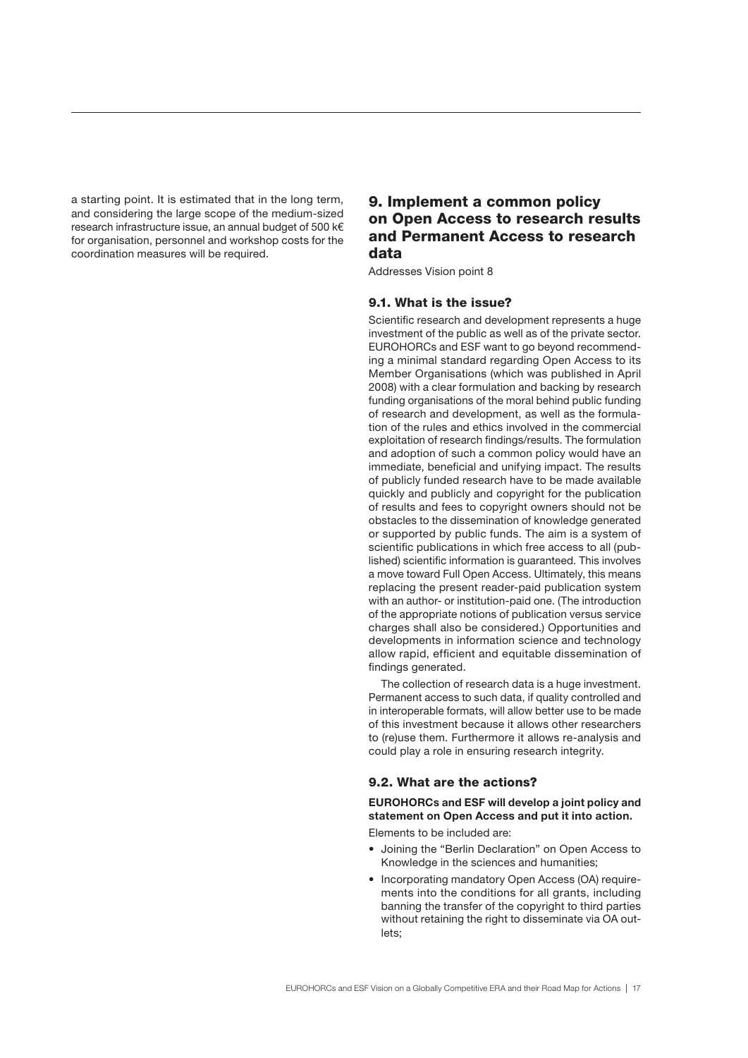a starting point. It is estimated that in the long term, and considering the large scope of the medium-sized research infrastructure issue, an annual budget of 500 k€ for organisation, personnel and workshop costs for the coordination measures will be required.

## 9. Implement a common policy on Open Access to research results and Permanent Access to research data

Addresses Vision point 8

### 9.1. What is the issue?

Scientific research and development represents a huge investment of the public as well as of the private sector. EUROHORCs and ESF want to go beyond recommending a minimal standard regarding Open Access to its Member Organisations (which was published in April 2008) with a clear formulation and backing by research funding organisations of the moral behind public funding of research and development, as well as the formulation of the rules and ethics involved in the commercial exploitation of research findings/results. The formulation and adoption of such a common policy would have an immediate, beneficial and unifying impact. The results of publicly funded research have to be made available quickly and publicly and copyright for the publication of results and fees to copyright owners should not be obstacles to the dissemination of knowledge generated or supported by public funds. The aim is a system of scientific publications in which free access to all (published) scientific information is guaranteed. This involves a move toward Full Open Access. Ultimately, this means replacing the present reader-paid publication system with an author- or institution-paid one. (The introduction of the appropriate notions of publication versus service charges shall also be considered.) Opportunities and developments in information science and technology allow rapid, efficient and equitable dissemination of findings generated.

The collection of research data is a huge investment. Permanent access to such data, if quality controlled and in interoperable formats, will allow better use to be made of this investment because it allows other researchers to (re)use them. Furthermore it allows re-analysis and could play a role in ensuring research integrity.

### 9.2. What are the actions?

**EUROHORCs and ESF will develop a joint policy and statement on Open Access and put it into action.**

Elements to be included are:

- Joining the "Berlin Declaration" on Open Access to Knowledge in the sciences and humanities;
- Incorporating mandatory Open Access (OA) requirements into the conditions for all grants, including banning the transfer of the copyright to third parties without retaining the right to disseminate via OA outlets;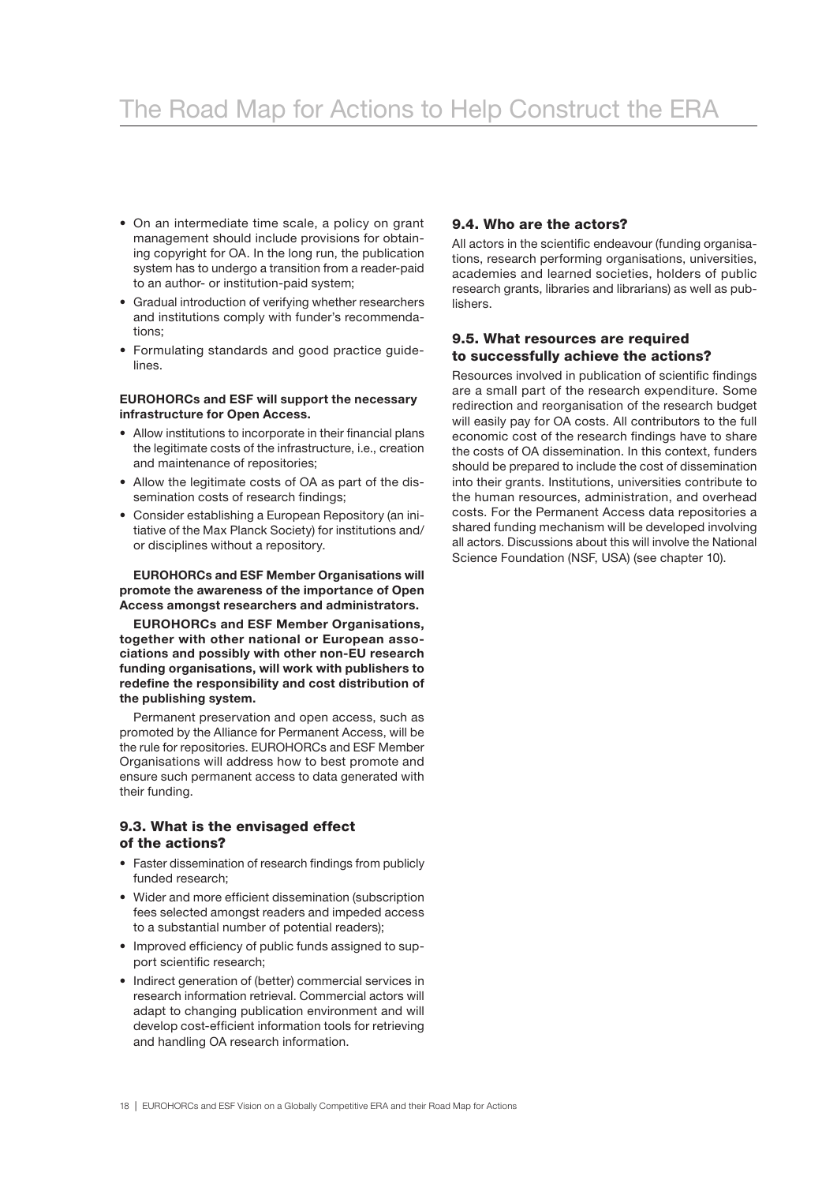- On an intermediate time scale, a policy on grant management should include provisions for obtaining copyright for OA. In the long run, the publication system has to undergo a transition from a reader-paid to an author- or institution-paid system;
- Gradual introduction of verifying whether researchers and institutions comply with funder's recommendations;
- Formulating standards and good practice guidelines.

**EUROHORCs and ESF will support the necessary infrastructure for Open Access.**

- Allow institutions to incorporate in their financial plans the legitimate costs of the infrastructure, i.e., creation and maintenance of repositories;
- Allow the legitimate costs of OA as part of the dissemination costs of research findings;
- Consider establishing a European Repository (an initiative of the Max Planck Society) for institutions and/or disciplines without a repository.

**EUROHORCs and ESF Member Organisations will promote the awareness of the importance of Open Access amongst researchers and administrators.**

**EUROHORCs and ESF Member Organisations, together with other national or European associations and possibly with other non-EU research funding organisations, will work with publishers to redefine the responsibility and cost distribution of the publishing system.**

Permanent preservation and open access, such as promoted by the Alliance for Permanent Access, will be the rule for repositories. EUROHORCs and ESF Member Organisations will address how to best promote and ensure such permanent access to data generated with their funding.

### 9.3. What is the envisaged effect of the actions?

- Faster dissemination of research findings from publicly funded research;
- Wider and more efficient dissemination (subscription fees selected amongst readers and impeded access to a substantial number of potential readers);
- Improved efficiency of public funds assigned to support scientific research;
- Indirect generation of (better) commercial services in research information retrieval. Commercial actors will adapt to changing publication environment and will develop cost-efficient information tools for retrieving and handling OA research information.

### 9.4. Who are the actors?

All actors in the scientific endeavour (funding organisations, research performing organisations, universities, academies and learned societies, holders of public research grants, libraries and librarians) as well as publishers.

### 9.5. What resources are required to successfully achieve the actions?

Resources involved in publication of scientific findings are a small part of the research expenditure. Some redirection and reorganisation of the research budget will easily pay for OA costs. All contributors to the full economic cost of the research findings have to share the costs of OA dissemination. In this context, funders should be prepared to include the cost of dissemination into their grants. Institutions, universities contribute to the human resources, administration, and overhead costs. For the Permanent Access data repositories a shared funding mechanism will be developed involving all actors. Discussions about this will involve the National Science Foundation (NSF, USA) (see chapter 10).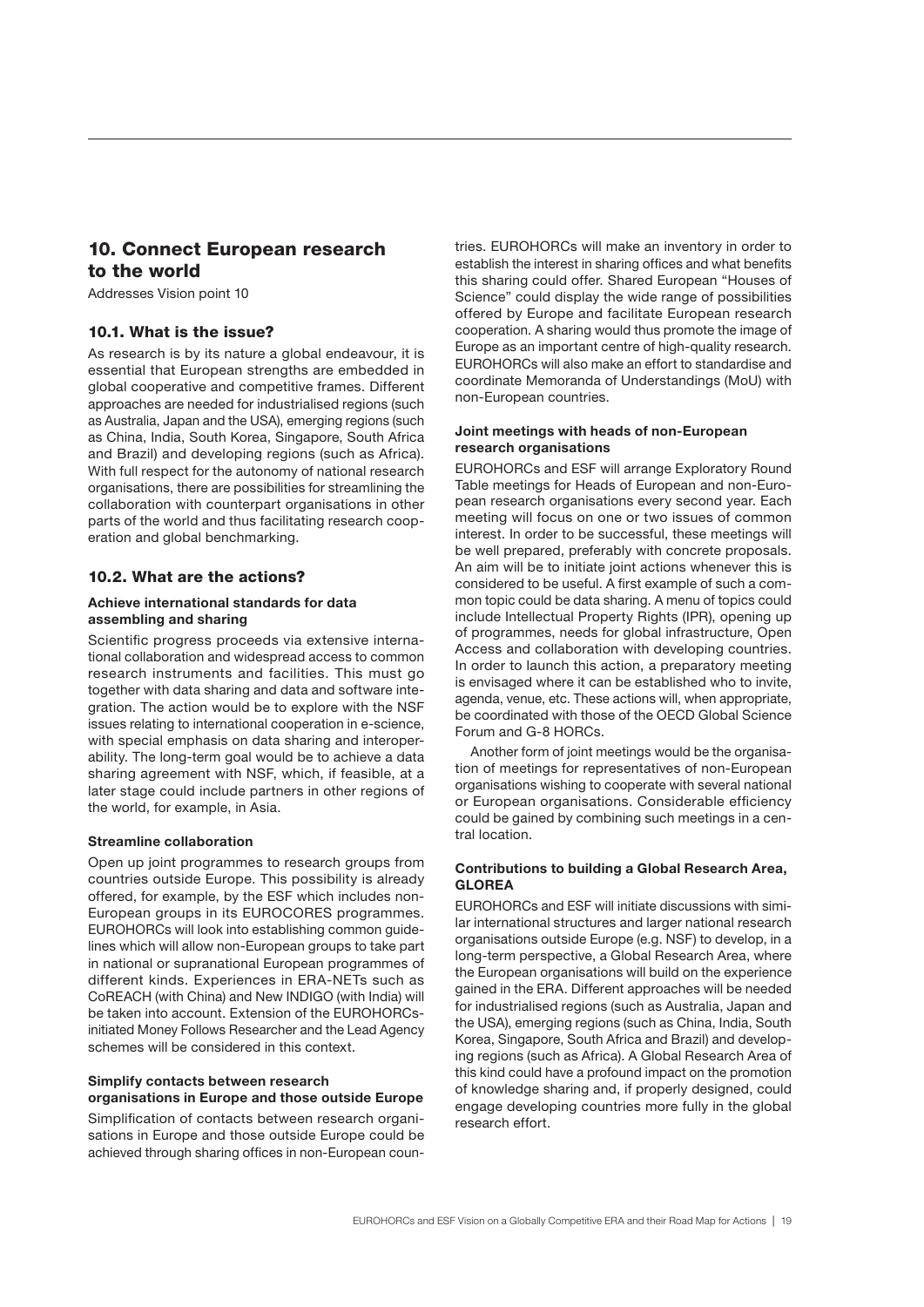## 10. Connect European research to the world

Addresses Vision point 10

### 10.1. What is the issue?

As research is by its nature a global endeavour, it is essential that European strengths are embedded in global cooperative and competitive frames. Different approaches are needed for industrialised regions (such as Australia, Japan and the USA), emerging regions (such as China, India, South Korea, Singapore, South Africa and Brazil) and developing regions (such as Africa). With full respect for the autonomy of national research organisations, there are possibilities for streamlining the collaboration with counterpart organisations in other parts of the world and thus facilitating research cooperation and global benchmarking.

### 10.2. What are the actions?

#### Achieve international standards for data assembling and sharing

Scientific progress proceeds via extensive international collaboration and widespread access to common research instruments and facilities. This must go together with data sharing and data and software integration. The action would be to explore with the NSF issues relating to international cooperation in e-science, with special emphasis on data sharing and interoperability. The long-term goal would be to achieve a data sharing agreement with NSF, which, if feasible, at a later stage could include partners in other regions of the world, for example, in Asia.

#### Streamline collaboration

Open up joint programmes to research groups from countries outside Europe. This possibility is already offered, for example, by the ESF which includes non-European groups in its EUROCORES programmes. EUROHORCs will look into establishing common guidelines which will allow non-European groups to take part in national or supranational European programmes of different kinds. Experiences in ERA-NETs such as CoREACH (with China) and New INDIGO (with India) will be taken into account. Extension of the EUROHORCs-initiated Money Follows Researcher and the Lead Agency schemes will be considered in this context.

#### Simplify contacts between research organisations in Europe and those outside Europe

Simplification of contacts between research organisations in Europe and those outside Europe could be achieved through sharing offices in non-European countries. EUROHORCs will make an inventory in order to establish the interest in sharing offices and what benefits this sharing could offer. Shared European "Houses of Science" could display the wide range of possibilities offered by Europe and facilitate European research cooperation. A sharing would thus promote the image of Europe as an important centre of high-quality research. EUROHORCs will also make an effort to standardise and coordinate Memoranda of Understandings (MoU) with non-European countries.

#### Joint meetings with heads of non-European research organisations

EUROHORCs and ESF will arrange Exploratory Round Table meetings for Heads of European and non-European research organisations every second year. Each meeting will focus on one or two issues of common interest. In order to be successful, these meetings will be well prepared, preferably with concrete proposals. An aim will be to initiate joint actions whenever this is considered to be useful. A first example of such a common topic could be data sharing. A menu of topics could include Intellectual Property Rights (IPR), opening up of programmes, needs for global infrastructure, Open Access and collaboration with developing countries. In order to launch this action, a preparatory meeting is envisaged where it can be established who to invite, agenda, venue, etc. These actions will, when appropriate, be coordinated with those of the OECD Global Science Forum and G-8 HORCs.

Another form of joint meetings would be the organisation of meetings for representatives of non-European organisations wishing to cooperate with several national or European organisations. Considerable efficiency could be gained by combining such meetings in a central location.

#### Contributions to building a Global Research Area, GLOREA

EUROHORCs and ESF will initiate discussions with similar international structures and larger national research organisations outside Europe (e.g. NSF) to develop, in a long-term perspective, a Global Research Area, where the European organisations will build on the experience gained in the ERA. Different approaches will be needed for industrialised regions (such as Australia, Japan and the USA), emerging regions (such as China, India, South Korea, Singapore, South Africa and Brazil) and developing regions (such as Africa). A Global Research Area of this kind could have a profound impact on the promotion of knowledge sharing and, if properly designed, could engage developing countries more fully in the global research effort.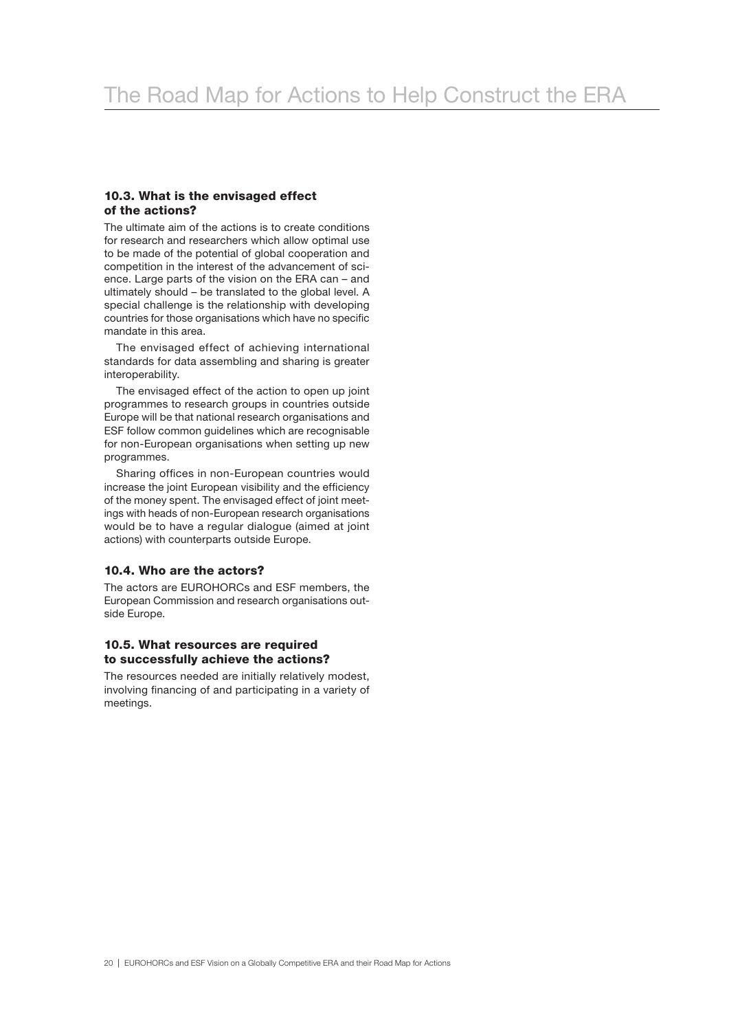### 10.3. What is the envisaged effect of the actions?

The ultimate aim of the actions is to create conditions for research and researchers which allow optimal use to be made of the potential of global cooperation and competition in the interest of the advancement of science. Large parts of the vision on the ERA can – and ultimately should – be translated to the global level. A special challenge is the relationship with developing countries for those organisations which have no specific mandate in this area.

The envisaged effect of achieving international standards for data assembling and sharing is greater interoperability.

The envisaged effect of the action to open up joint programmes to research groups in countries outside Europe will be that national research organisations and ESF follow common guidelines which are recognisable for non-European organisations when setting up new programmes.

Sharing offices in non-European countries would increase the joint European visibility and the efficiency of the money spent. The envisaged effect of joint meetings with heads of non-European research organisations would be to have a regular dialogue (aimed at joint actions) with counterparts outside Europe.

### 10.4. Who are the actors?

The actors are EUROHORCs and ESF members, the European Commission and research organisations outside Europe.

### 10.5. What resources are required to successfully achieve the actions?

The resources needed are initially relatively modest, involving financing of and participating in a variety of meetings.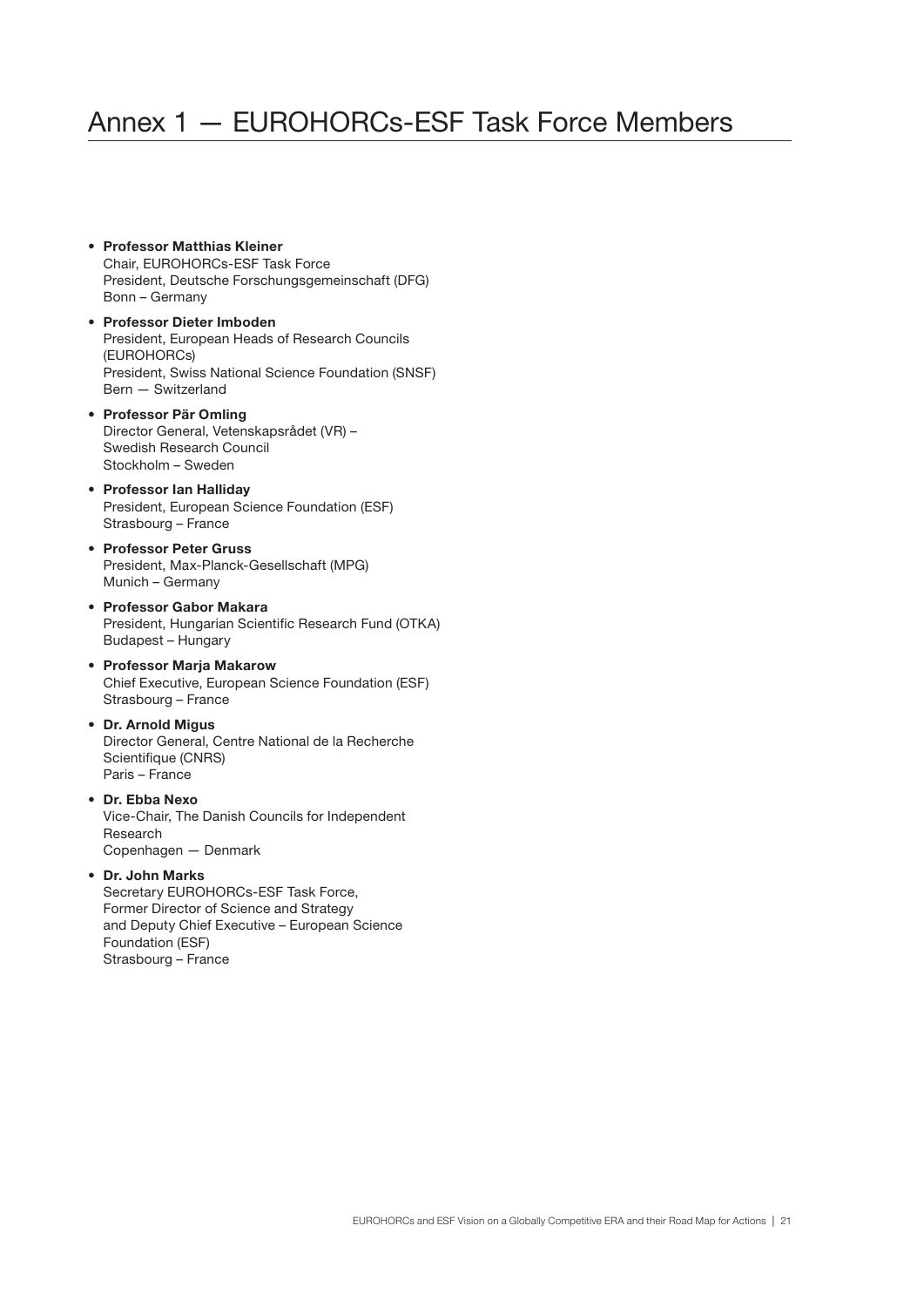# Annex 1 — EUROHORCs-ESF Task Force Members

- **Professor Matthias Kleiner**
  Chair, EUROHORCs-ESF Task Force
  President, Deutsche Forschungsgemeinschaft (DFG)
  Bonn – Germany
- **Professor Dieter Imboden**
  President, European Heads of Research Councils (EUROHORCs)
  President, Swiss National Science Foundation (SNSF)
  Bern — Switzerland
- **Professor Pär Omling**
  Director General, Vetenskapsrådet (VR) – Swedish Research Council
  Stockholm – Sweden
- **Professor Ian Halliday**
  President, European Science Foundation (ESF)
  Strasbourg – France
- **Professor Peter Gruss**
  President, Max-Planck-Gesellschaft (MPG)
  Munich – Germany
- **Professor Gabor Makara**
  President, Hungarian Scientific Research Fund (OTKA)
  Budapest – Hungary
- **Professor Marja Makarow**
  Chief Executive, European Science Foundation (ESF)
  Strasbourg – France
- **Dr. Arnold Migus**
  Director General, Centre National de la Recherche Scientifique (CNRS)
  Paris – France
- **Dr. Ebba Nexo**
  Vice-Chair, The Danish Councils for Independent Research
  Copenhagen — Denmark
- **Dr. John Marks**
  Secretary EUROHORCs-ESF Task Force,
  Former Director of Science and Strategy and Deputy Chief Executive – European Science Foundation (ESF)
  Strasbourg – France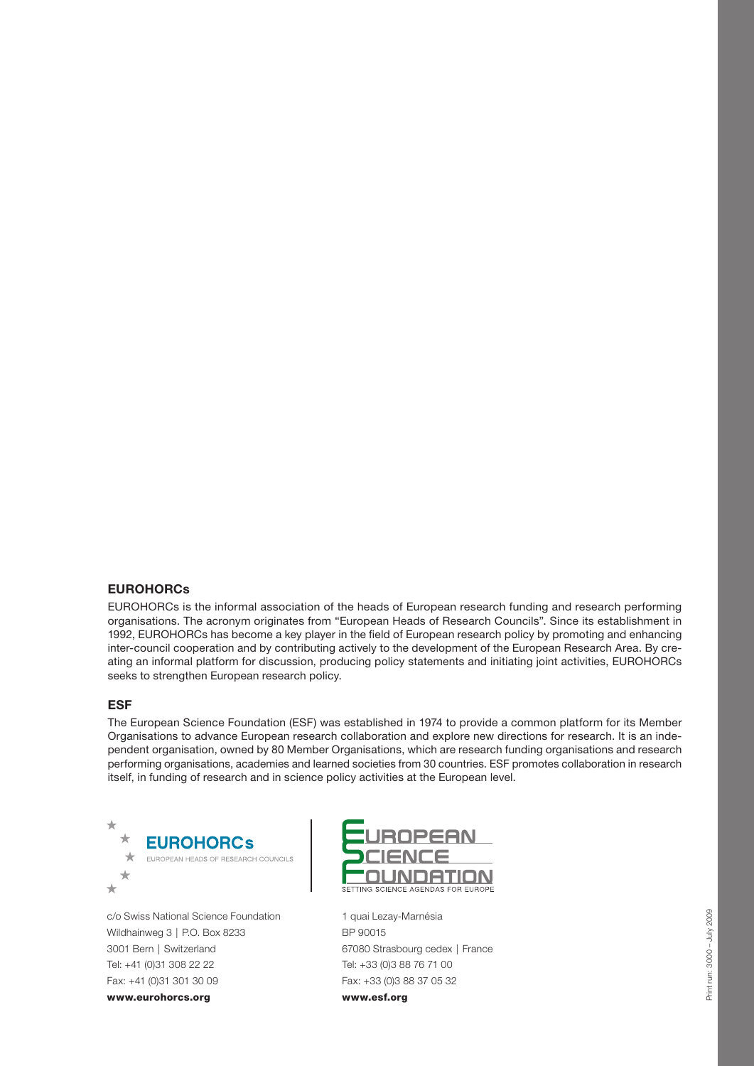## EUROHORCs

EUROHORCs is the informal association of the heads of European research funding and research performing organisations. The acronym originates from "European Heads of Research Councils". Since its establishment in 1992, EUROHORCs has become a key player in the field of European research policy by promoting and enhancing inter-council cooperation and by contributing actively to the development of the European Research Area. By creating an informal platform for discussion, producing policy statements and initiating joint activities, EUROHORCs seeks to strengthen European research policy.

## ESF

The European Science Foundation (ESF) was established in 1974 to provide a common platform for its Member Organisations to advance European research collaboration and explore new directions for research. It is an independent organisation, owned by 80 Member Organisations, which are research funding organisations and research performing organisations, academies and learned societies from 30 countries. ESF promotes collaboration in research itself, in funding of research and in science policy activities at the European level.

**EUROHORCs**
EUROPEAN HEADS OF RESEARCH COUNCILS

c/o Swiss National Science Foundation
Wildhainweg 3 | P.O. Box 8233
3001 Bern | Switzerland
Tel: +41 (0)31 308 22 22
Fax: +41 (0)31 301 30 09
**www.eurohorcs.org**

**EUROPEAN SCIENCE FOUNDATION**
SETTING SCIENCE AGENDAS FOR EUROPE

1 quai Lezay-Marnésia
BP 90015
67080 Strasbourg cedex | France
Tel: +33 (0)3 88 76 71 00
Fax: +33 (0)3 88 37 05 32
**www.esf.org**

Print run: 3000 – July 2009